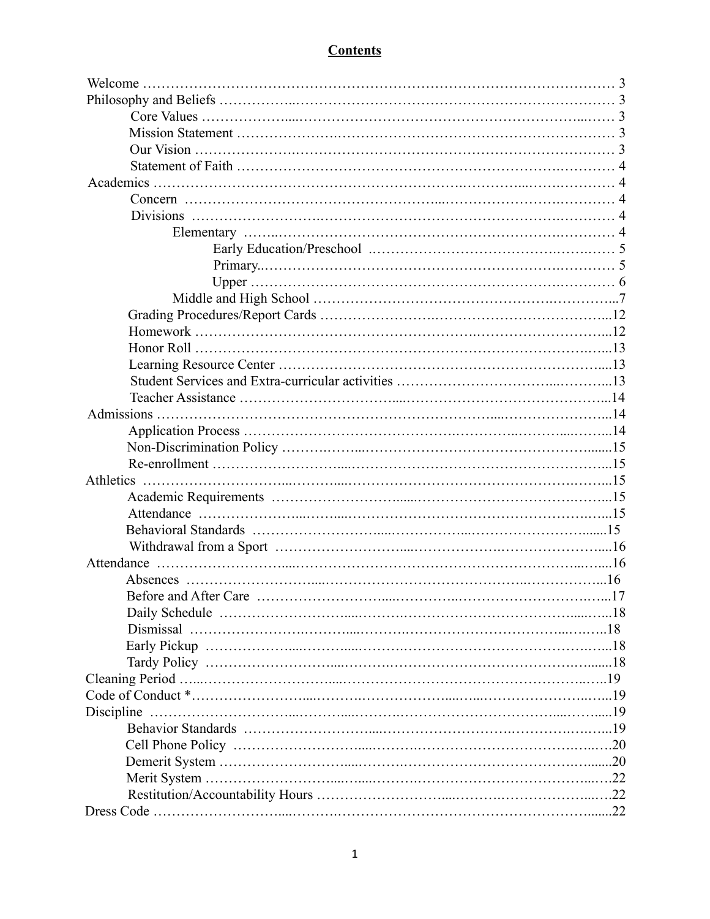# Contents

- Welcome ... 3
- Philosophy and Beliefs ... 3
    - Core Values ... 3
    - Mission Statement ... 3
    - Our Vision ... 3
    - Statement of Faith ... 4
- Academics ... 4
    - Concern ... 4
    - Divisions ... 4
        - Elementary ... 4
            - Early Education/Preschool ... 5
            - Primary... 5
            - Upper ... 6
        - Middle and High School ... 7
    - Grading Procedures/Report Cards ... 12
    - Homework ... 12
    - Honor Roll ... 13
    - Learning Resource Center ... 13
    - Student Services and Extra-curricular activities ... 13
    - Teacher Assistance ... 14
- Admissions ... 14
    - Application Process ... 14
    - Non-Discrimination Policy ... 15
    - Re-enrollment ... 15
- Athletics ... 15
    - Academic Requirements ... 15
    - Attendance ... 15
    - Behavioral Standards ... 15
    - Withdrawal from a Sport ... 16
- Attendance ... 16
    - Absences ... 16
    - Before and After Care ... 17
    - Daily Schedule ... 18
    - Dismissal ... 18
    - Early Pickup ... 18
    - Tardy Policy ... 18
- Cleaning Period ... 19
- Code of Conduct * ... 19
- Discipline ... 19
    - Behavior Standards ... 19
    - Cell Phone Policy ... 20
    - Demerit System ... 20
    - Merit System ... 22
    - Restitution/Accountability Hours ... 22
- Dress Code ... 22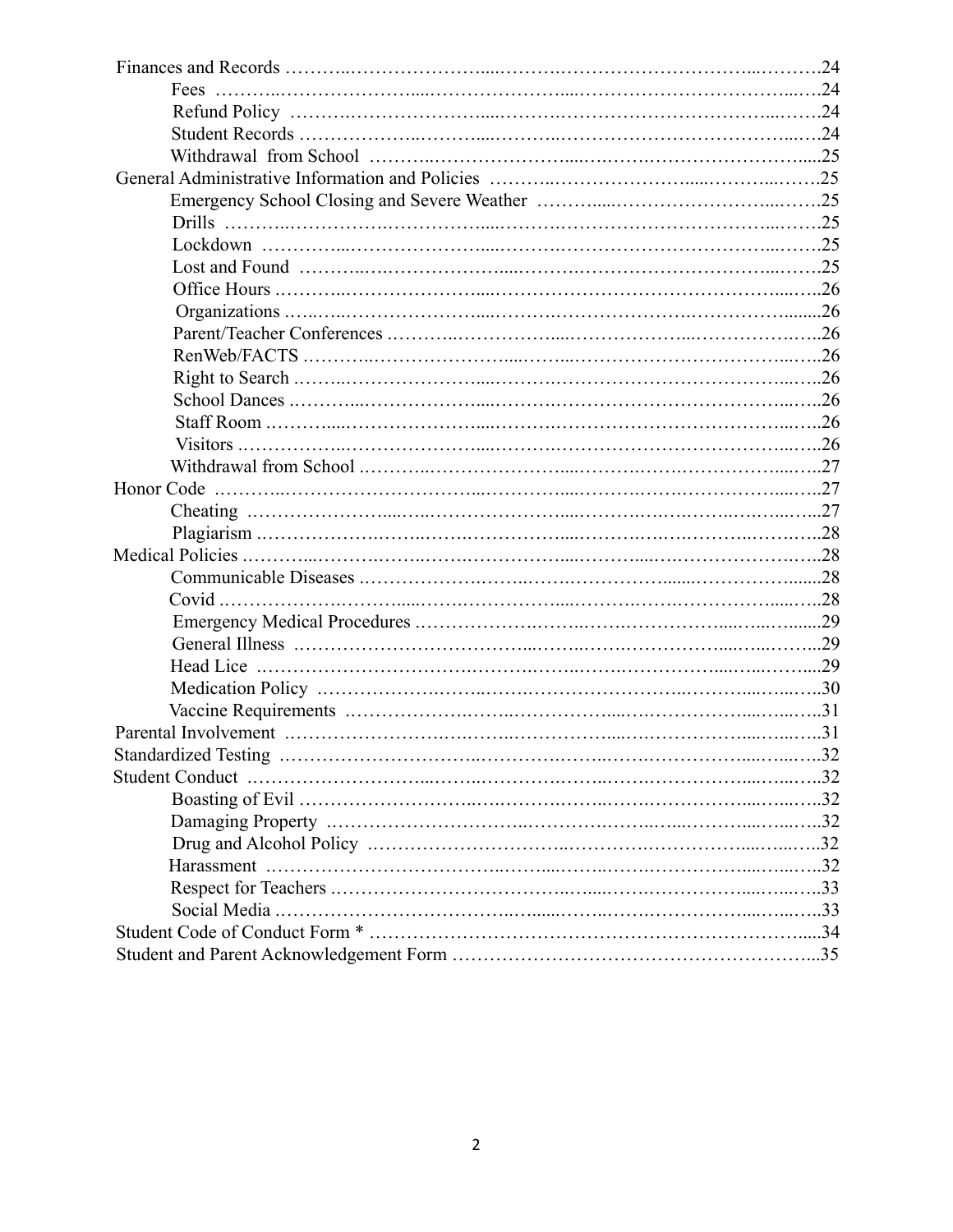- Finances and Records ........................................................................................24
  - Fees ........................................................................................24
  - Refund Policy ........................................................................................24
  - Student Records ........................................................................................24
  - Withdrawal from School ........................................................................................25
- General Administrative Information and Policies ........................................................................................25
  - Emergency School Closing and Severe Weather ........................................................................................25
  - Drills ........................................................................................25
  - Lockdown ........................................................................................25
  - Lost and Found ........................................................................................25
  - Office Hours ........................................................................................26
  - Organizations ........................................................................................26
  - Parent/Teacher Conferences ........................................................................................26
  - RenWeb/FACTS ........................................................................................26
  - Right to Search ........................................................................................26
  - School Dances ........................................................................................26
  - Staff Room ........................................................................................26
  - Visitors ........................................................................................26
  - Withdrawal from School ........................................................................................27
- Honor Code ........................................................................................27
  - Cheating ........................................................................................27
  - Plagiarism ........................................................................................28
- Medical Policies ........................................................................................28
  - Communicable Diseases ........................................................................................28
  - Covid ........................................................................................28
  - Emergency Medical Procedures ........................................................................................29
  - General Illness ........................................................................................29
  - Head Lice ........................................................................................29
  - Medication Policy ........................................................................................30
  - Vaccine Requirements ........................................................................................31
- Parental Involvement ........................................................................................31
- Standardized Testing ........................................................................................32
- Student Conduct ........................................................................................32
  - Boasting of Evil ........................................................................................32
  - Damaging Property ........................................................................................32
  - Drug and Alcohol Policy ........................................................................................32
  - Harassment ........................................................................................32
  - Respect for Teachers ........................................................................................33
  - Social Media ........................................................................................33
- Student Code of Conduct Form * ........................................................................................34
- Student and Parent Acknowledgement Form ........................................................................................35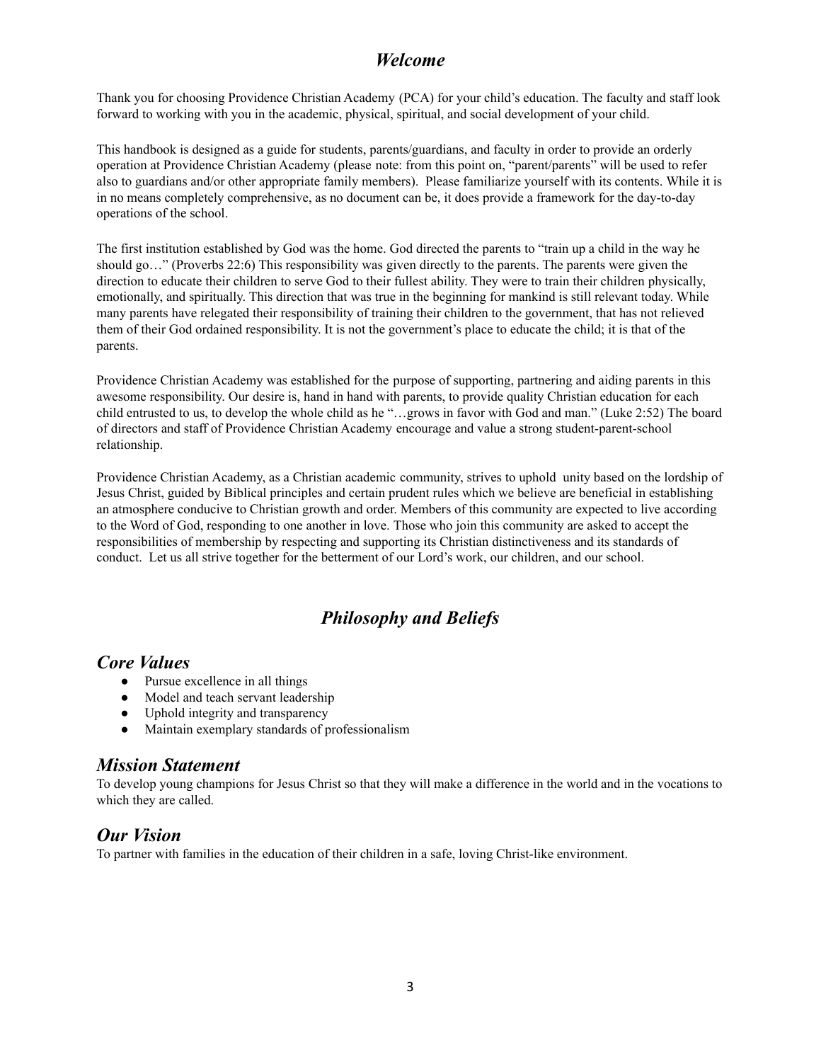# *Welcome*

Thank you for choosing Providence Christian Academy (PCA) for your child's education. The faculty and staff look forward to working with you in the academic, physical, spiritual, and social development of your child.

This handbook is designed as a guide for students, parents/guardians, and faculty in order to provide an orderly operation at Providence Christian Academy (please note: from this point on, "parent/parents" will be used to refer also to guardians and/or other appropriate family members). Please familiarize yourself with its contents. While it is in no means completely comprehensive, as no document can be, it does provide a framework for the day-to-day operations of the school.

The first institution established by God was the home. God directed the parents to "train up a child in the way he should go…" (Proverbs 22:6) This responsibility was given directly to the parents. The parents were given the direction to educate their children to serve God to their fullest ability. They were to train their children physically, emotionally, and spiritually. This direction that was true in the beginning for mankind is still relevant today. While many parents have relegated their responsibility of training their children to the government, that has not relieved them of their God ordained responsibility. It is not the government's place to educate the child; it is that of the parents.

Providence Christian Academy was established for the purpose of supporting, partnering and aiding parents in this awesome responsibility. Our desire is, hand in hand with parents, to provide quality Christian education for each child entrusted to us, to develop the whole child as he "…grows in favor with God and man." (Luke 2:52) The board of directors and staff of Providence Christian Academy encourage and value a strong student-parent-school relationship.

Providence Christian Academy, as a Christian academic community, strives to uphold unity based on the lordship of Jesus Christ, guided by Biblical principles and certain prudent rules which we believe are beneficial in establishing an atmosphere conducive to Christian growth and order. Members of this community are expected to live according to the Word of God, responding to one another in love. Those who join this community are asked to accept the responsibilities of membership by respecting and supporting its Christian distinctiveness and its standards of conduct. Let us all strive together for the betterment of our Lord's work, our children, and our school.

# *Philosophy and Beliefs*

## *Core Values*

- Pursue excellence in all things
- Model and teach servant leadership
- Uphold integrity and transparency
- Maintain exemplary standards of professionalism

## *Mission Statement*

To develop young champions for Jesus Christ so that they will make a difference in the world and in the vocations to which they are called.

## *Our Vision*

To partner with families in the education of their children in a safe, loving Christ-like environment.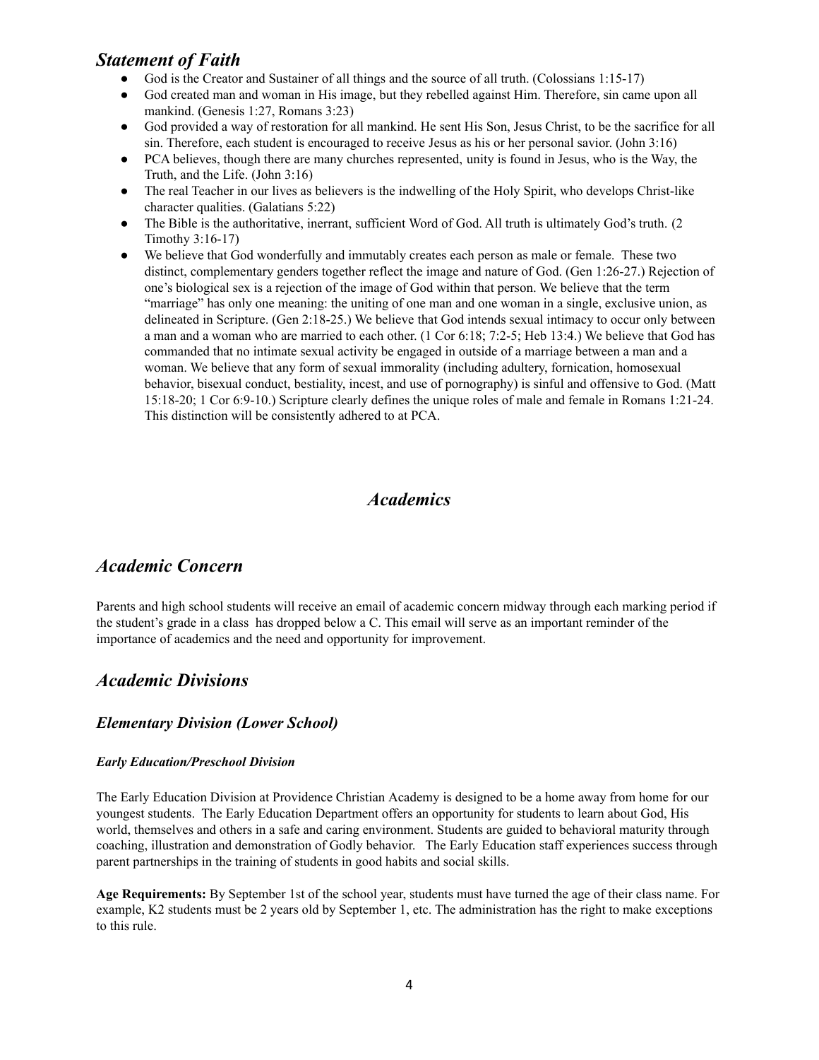## *Statement of Faith*

- God is the Creator and Sustainer of all things and the source of all truth. (Colossians 1:15-17)
- God created man and woman in His image, but they rebelled against Him. Therefore, sin came upon all mankind. (Genesis 1:27, Romans 3:23)
- God provided a way of restoration for all mankind. He sent His Son, Jesus Christ, to be the sacrifice for all sin. Therefore, each student is encouraged to receive Jesus as his or her personal savior. (John 3:16)
- PCA believes, though there are many churches represented, unity is found in Jesus, who is the Way, the Truth, and the Life. (John 3:16)
- The real Teacher in our lives as believers is the indwelling of the Holy Spirit, who develops Christ-like character qualities. (Galatians 5:22)
- The Bible is the authoritative, inerrant, sufficient Word of God. All truth is ultimately God's truth. (2 Timothy 3:16-17)
- We believe that God wonderfully and immutably creates each person as male or female. These two distinct, complementary genders together reflect the image and nature of God. (Gen 1:26-27.) Rejection of one's biological sex is a rejection of the image of God within that person. We believe that the term "marriage" has only one meaning: the uniting of one man and one woman in a single, exclusive union, as delineated in Scripture. (Gen 2:18-25.) We believe that God intends sexual intimacy to occur only between a man and a woman who are married to each other. (1 Cor 6:18; 7:2-5; Heb 13:4.) We believe that God has commanded that no intimate sexual activity be engaged in outside of a marriage between a man and a woman. We believe that any form of sexual immorality (including adultery, fornication, homosexual behavior, bisexual conduct, bestiality, incest, and use of pornography) is sinful and offensive to God. (Matt 15:18-20; 1 Cor 6:9-10.) Scripture clearly defines the unique roles of male and female in Romans 1:21-24. This distinction will be consistently adhered to at PCA.

# *Academics*

## *Academic Concern*

Parents and high school students will receive an email of academic concern midway through each marking period if the student's grade in a class has dropped below a C. This email will serve as an important reminder of the importance of academics and the need and opportunity for improvement.

## *Academic Divisions*

### *Elementary Division (Lower School)*

#### *Early Education/Preschool Division*

The Early Education Division at Providence Christian Academy is designed to be a home away from home for our youngest students. The Early Education Department offers an opportunity for students to learn about God, His world, themselves and others in a safe and caring environment. Students are guided to behavioral maturity through coaching, illustration and demonstration of Godly behavior. The Early Education staff experiences success through parent partnerships in the training of students in good habits and social skills.

**Age Requirements:** By September 1st of the school year, students must have turned the age of their class name. For example, K2 students must be 2 years old by September 1, etc. The administration has the right to make exceptions to this rule.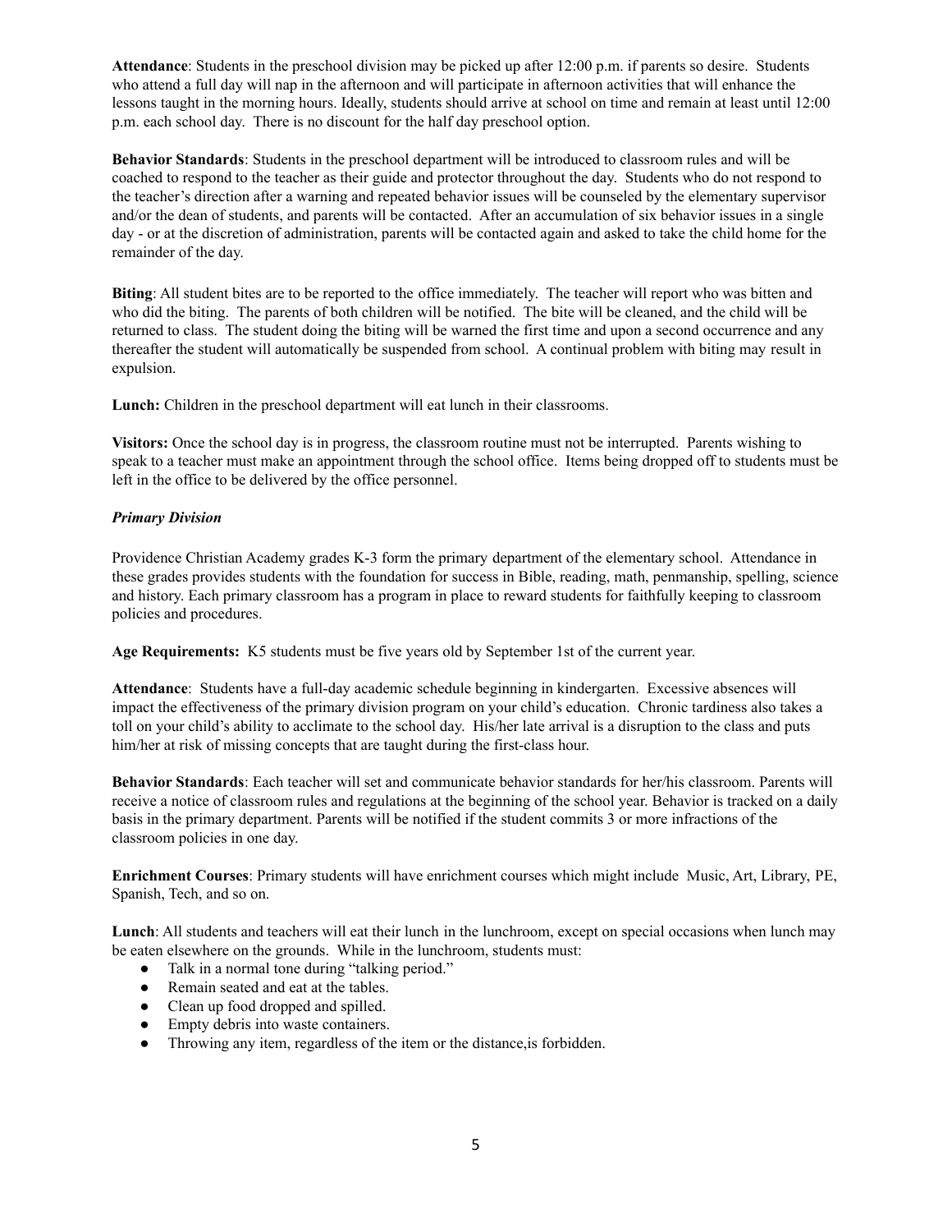**Attendance**: Students in the preschool division may be picked up after 12:00 p.m. if parents so desire. Students who attend a full day will nap in the afternoon and will participate in afternoon activities that will enhance the lessons taught in the morning hours. Ideally, students should arrive at school on time and remain at least until 12:00 p.m. each school day. There is no discount for the half day preschool option.

**Behavior Standards**: Students in the preschool department will be introduced to classroom rules and will be coached to respond to the teacher as their guide and protector throughout the day. Students who do not respond to the teacher's direction after a warning and repeated behavior issues will be counseled by the elementary supervisor and/or the dean of students, and parents will be contacted. After an accumulation of six behavior issues in a single day - or at the discretion of administration, parents will be contacted again and asked to take the child home for the remainder of the day.

**Biting**: All student bites are to be reported to the office immediately. The teacher will report who was bitten and who did the biting. The parents of both children will be notified. The bite will be cleaned, and the child will be returned to class. The student doing the biting will be warned the first time and upon a second occurrence and any thereafter the student will automatically be suspended from school. A continual problem with biting may result in expulsion.

**Lunch:** Children in the preschool department will eat lunch in their classrooms.

**Visitors:** Once the school day is in progress, the classroom routine must not be interrupted. Parents wishing to speak to a teacher must make an appointment through the school office. Items being dropped off to students must be left in the office to be delivered by the office personnel.

***Primary Division***

Providence Christian Academy grades K-3 form the primary department of the elementary school. Attendance in these grades provides students with the foundation for success in Bible, reading, math, penmanship, spelling, science and history. Each primary classroom has a program in place to reward students for faithfully keeping to classroom policies and procedures.

**Age Requirements:** K5 students must be five years old by September 1st of the current year.

**Attendance**: Students have a full-day academic schedule beginning in kindergarten. Excessive absences will impact the effectiveness of the primary division program on your child's education. Chronic tardiness also takes a toll on your child's ability to acclimate to the school day. His/her late arrival is a disruption to the class and puts him/her at risk of missing concepts that are taught during the first-class hour.

**Behavior Standards**: Each teacher will set and communicate behavior standards for her/his classroom. Parents will receive a notice of classroom rules and regulations at the beginning of the school year. Behavior is tracked on a daily basis in the primary department. Parents will be notified if the student commits 3 or more infractions of the classroom policies in one day.

**Enrichment Courses**: Primary students will have enrichment courses which might include Music, Art, Library, PE, Spanish, Tech, and so on.

**Lunch**: All students and teachers will eat their lunch in the lunchroom, except on special occasions when lunch may be eaten elsewhere on the grounds. While in the lunchroom, students must:

- Talk in a normal tone during "talking period."
- Remain seated and eat at the tables.
- Clean up food dropped and spilled.
- Empty debris into waste containers.
- Throwing any item, regardless of the item or the distance,is forbidden.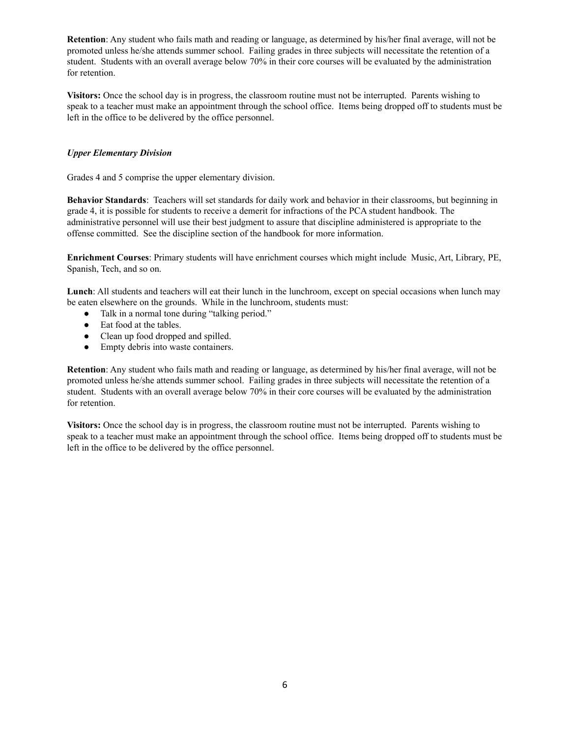**Retention**: Any student who fails math and reading or language, as determined by his/her final average, will not be promoted unless he/she attends summer school. Failing grades in three subjects will necessitate the retention of a student. Students with an overall average below 70% in their core courses will be evaluated by the administration for retention.

**Visitors:** Once the school day is in progress, the classroom routine must not be interrupted. Parents wishing to speak to a teacher must make an appointment through the school office. Items being dropped off to students must be left in the office to be delivered by the office personnel.

***Upper Elementary Division***

Grades 4 and 5 comprise the upper elementary division.

**Behavior Standards**: Teachers will set standards for daily work and behavior in their classrooms, but beginning in grade 4, it is possible for students to receive a demerit for infractions of the PCA student handbook. The administrative personnel will use their best judgment to assure that discipline administered is appropriate to the offense committed. See the discipline section of the handbook for more information.

**Enrichment Courses**: Primary students will have enrichment courses which might include Music, Art, Library, PE, Spanish, Tech, and so on.

**Lunch**: All students and teachers will eat their lunch in the lunchroom, except on special occasions when lunch may be eaten elsewhere on the grounds. While in the lunchroom, students must:

- Talk in a normal tone during "talking period."
- Eat food at the tables.
- Clean up food dropped and spilled.
- Empty debris into waste containers.

**Retention**: Any student who fails math and reading or language, as determined by his/her final average, will not be promoted unless he/she attends summer school. Failing grades in three subjects will necessitate the retention of a student. Students with an overall average below 70% in their core courses will be evaluated by the administration for retention.

**Visitors:** Once the school day is in progress, the classroom routine must not be interrupted. Parents wishing to speak to a teacher must make an appointment through the school office. Items being dropped off to students must be left in the office to be delivered by the office personnel.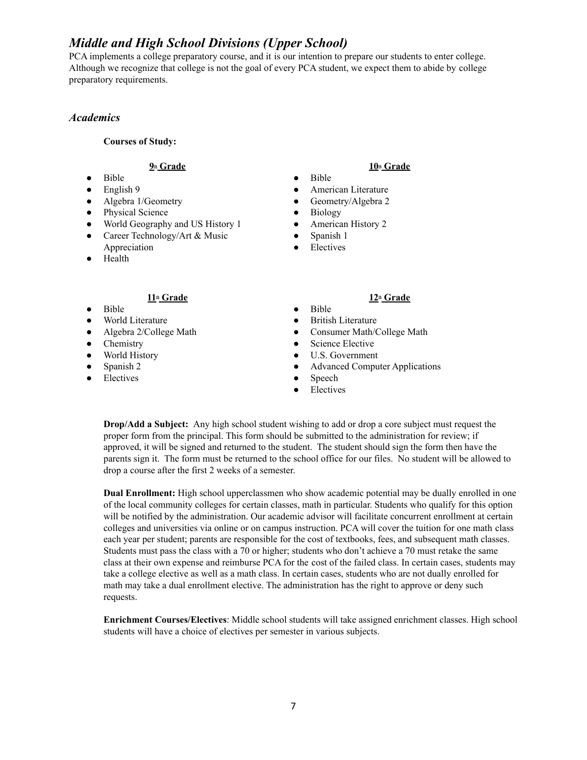## *Middle and High School Divisions (Upper School)*

PCA implements a college preparatory course, and it is our intention to prepare our students to enter college. Although we recognize that college is not the goal of every PCA student, we expect them to abide by college preparatory requirements.

### *Academics*

**Courses of Study:**

**9th Grade**

- Bible
- English 9
- Algebra 1/Geometry
- Physical Science
- World Geography and US History 1
- Career Technology/Art & Music Appreciation
- Health

**10th Grade**

- Bible
- American Literature
- Geometry/Algebra 2
- Biology
- American History 2
- Spanish 1
- Electives

**11th Grade**

- Bible
- World Literature
- Algebra 2/College Math
- Chemistry
- World History
- Spanish 2
- Electives

**12th Grade**

- Bible
- British Literature
- Consumer Math/College Math
- Science Elective
- U.S. Government
- Advanced Computer Applications
- Speech
- Electives

**Drop/Add a Subject:** Any high school student wishing to add or drop a core subject must request the proper form from the principal. This form should be submitted to the administration for review; if approved, it will be signed and returned to the student. The student should sign the form then have the parents sign it. The form must be returned to the school office for our files. No student will be allowed to drop a course after the first 2 weeks of a semester.

**Dual Enrollment:** High school upperclassmen who show academic potential may be dually enrolled in one of the local community colleges for certain classes, math in particular. Students who qualify for this option will be notified by the administration. Our academic advisor will facilitate concurrent enrollment at certain colleges and universities via online or on campus instruction. PCA will cover the tuition for one math class each year per student; parents are responsible for the cost of textbooks, fees, and subsequent math classes. Students must pass the class with a 70 or higher; students who don't achieve a 70 must retake the same class at their own expense and reimburse PCA for the cost of the failed class. In certain cases, students may take a college elective as well as a math class. In certain cases, students who are not dually enrolled for math may take a dual enrollment elective. The administration has the right to approve or deny such requests.

**Enrichment Courses/Electives**: Middle school students will take assigned enrichment classes. High school students will have a choice of electives per semester in various subjects.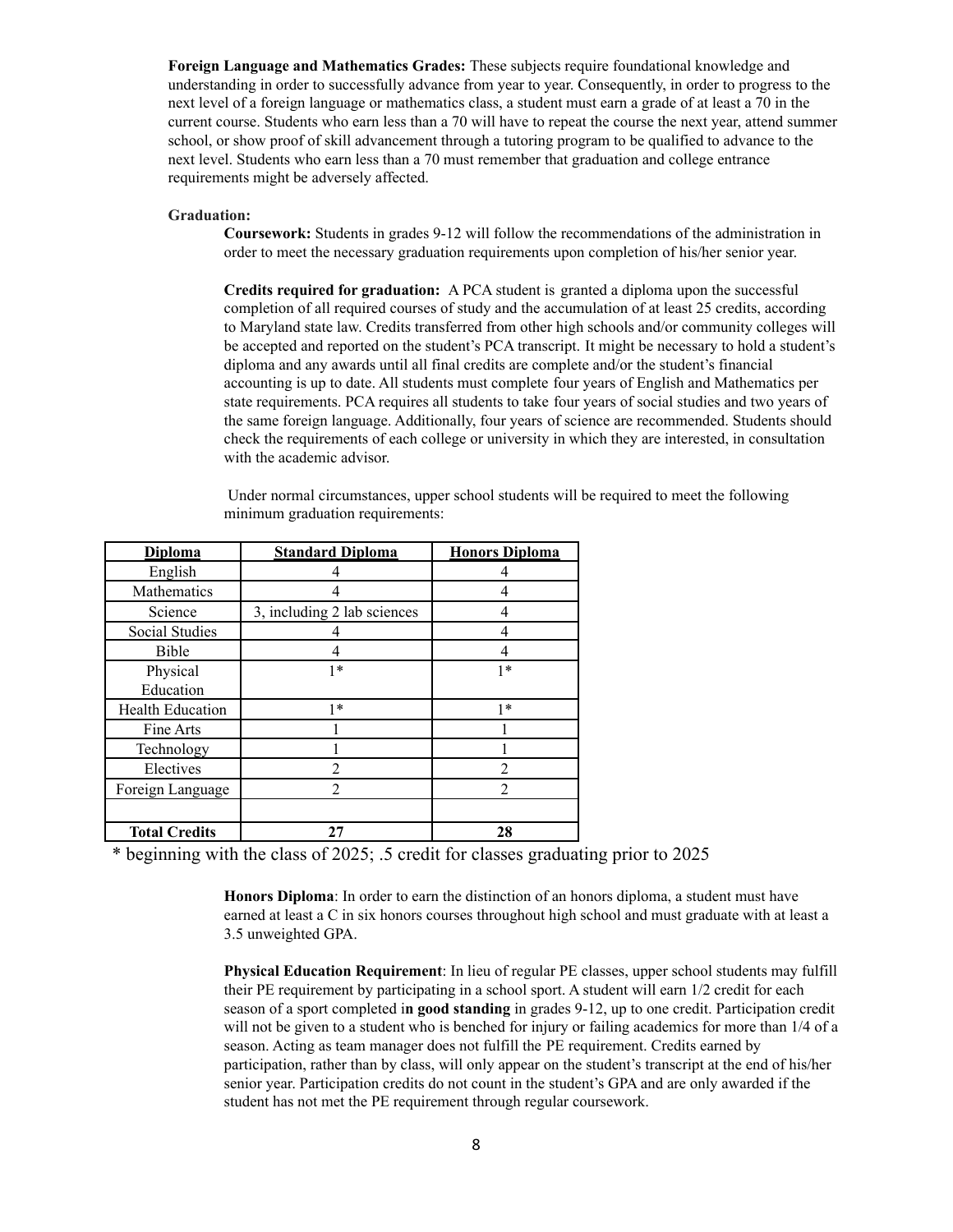**Foreign Language and Mathematics Grades:** These subjects require foundational knowledge and understanding in order to successfully advance from year to year. Consequently, in order to progress to the next level of a foreign language or mathematics class, a student must earn a grade of at least a 70 in the current course. Students who earn less than a 70 will have to repeat the course the next year, attend summer school, or show proof of skill advancement through a tutoring program to be qualified to advance to the next level. Students who earn less than a 70 must remember that graduation and college entrance requirements might be adversely affected.

**Graduation:**

**Coursework:** Students in grades 9-12 will follow the recommendations of the administration in order to meet the necessary graduation requirements upon completion of his/her senior year.

**Credits required for graduation:** A PCA student is granted a diploma upon the successful completion of all required courses of study and the accumulation of at least 25 credits, according to Maryland state law. Credits transferred from other high schools and/or community colleges will be accepted and reported on the student's PCA transcript. It might be necessary to hold a student's diploma and any awards until all final credits are complete and/or the student's financial accounting is up to date. All students must complete four years of English and Mathematics per state requirements. PCA requires all students to take four years of social studies and two years of the same foreign language. Additionally, four years of science are recommended. Students should check the requirements of each college or university in which they are interested, in consultation with the academic advisor.

Under normal circumstances, upper school students will be required to meet the following minimum graduation requirements:

| Diploma | Standard Diploma | Honors Diploma |
|---|---|---|
| English | 4 | 4 |
| Mathematics | 4 | 4 |
| Science | 3, including 2 lab sciences | 4 |
| Social Studies | 4 | 4 |
| Bible | 4 | 4 |
| Physical Education | 1* | 1* |
| Health Education | 1* | 1* |
| Fine Arts | 1 | 1 |
| Technology | 1 | 1 |
| Electives | 2 | 2 |
| Foreign Language | 2 | 2 |
| | | |
| **Total Credits** | **27** | **28** |

* beginning with the class of 2025; .5 credit for classes graduating prior to 2025

**Honors Diploma**: In order to earn the distinction of an honors diploma, a student must have earned at least a C in six honors courses throughout high school and must graduate with at least a 3.5 unweighted GPA.

**Physical Education Requirement**: In lieu of regular PE classes, upper school students may fulfill their PE requirement by participating in a school sport. A student will earn 1/2 credit for each season of a sport completed i**n good standing** in grades 9-12, up to one credit. Participation credit will not be given to a student who is benched for injury or failing academics for more than 1/4 of a season. Acting as team manager does not fulfill the PE requirement. Credits earned by participation, rather than by class, will only appear on the student's transcript at the end of his/her senior year. Participation credits do not count in the student's GPA and are only awarded if the student has not met the PE requirement through regular coursework.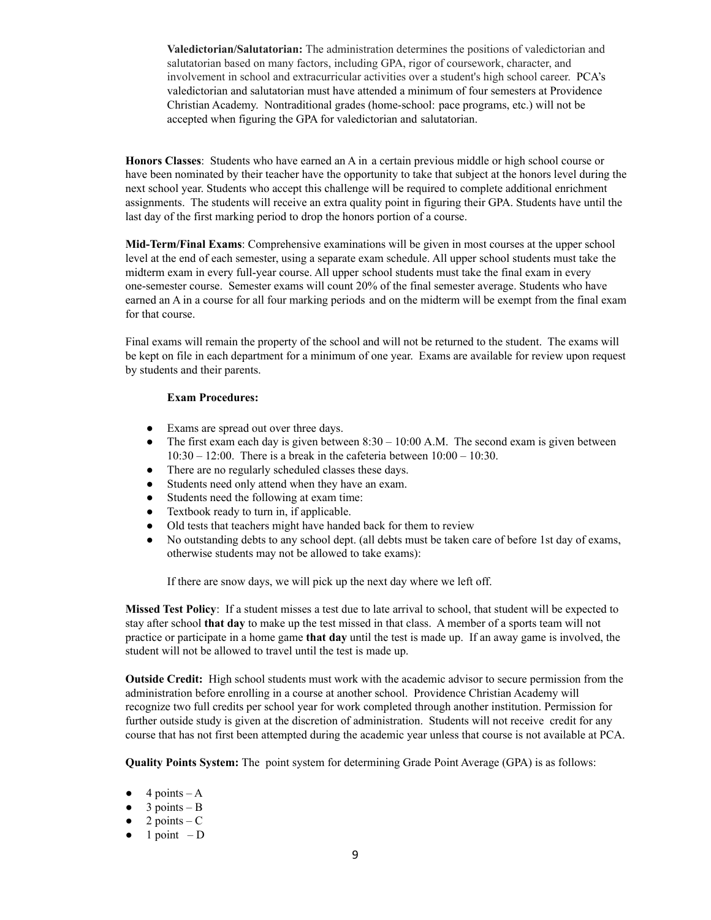**Valedictorian/Salutatorian:** The administration determines the positions of valedictorian and salutatorian based on many factors, including GPA, rigor of coursework, character, and involvement in school and extracurricular activities over a student's high school career. PCA's valedictorian and salutatorian must have attended a minimum of four semesters at Providence Christian Academy. Nontraditional grades (home-school: pace programs, etc.) will not be accepted when figuring the GPA for valedictorian and salutatorian.

**Honors Classes**: Students who have earned an A in a certain previous middle or high school course or have been nominated by their teacher have the opportunity to take that subject at the honors level during the next school year. Students who accept this challenge will be required to complete additional enrichment assignments. The students will receive an extra quality point in figuring their GPA. Students have until the last day of the first marking period to drop the honors portion of a course.

**Mid-Term/Final Exams**: Comprehensive examinations will be given in most courses at the upper school level at the end of each semester, using a separate exam schedule. All upper school students must take the midterm exam in every full-year course. All upper school students must take the final exam in every one-semester course. Semester exams will count 20% of the final semester average. Students who have earned an A in a course for all four marking periods and on the midterm will be exempt from the final exam for that course.

Final exams will remain the property of the school and will not be returned to the student. The exams will be kept on file in each department for a minimum of one year. Exams are available for review upon request by students and their parents.

**Exam Procedures:**

- Exams are spread out over three days.
- The first exam each day is given between 8:30 – 10:00 A.M. The second exam is given between 10:30 – 12:00. There is a break in the cafeteria between 10:00 – 10:30.
- There are no regularly scheduled classes these days.
- Students need only attend when they have an exam.
- Students need the following at exam time:
- Textbook ready to turn in, if applicable.
- Old tests that teachers might have handed back for them to review
- No outstanding debts to any school dept. (all debts must be taken care of before 1st day of exams, otherwise students may not be allowed to take exams):

If there are snow days, we will pick up the next day where we left off.

**Missed Test Policy**: If a student misses a test due to late arrival to school, that student will be expected to stay after school **that day** to make up the test missed in that class. A member of a sports team will not practice or participate in a home game **that day** until the test is made up. If an away game is involved, the student will not be allowed to travel until the test is made up.

**Outside Credit:** High school students must work with the academic advisor to secure permission from the administration before enrolling in a course at another school. Providence Christian Academy will recognize two full credits per school year for work completed through another institution. Permission for further outside study is given at the discretion of administration. Students will not receive credit for any course that has not first been attempted during the academic year unless that course is not available at PCA.

**Quality Points System:** The point system for determining Grade Point Average (GPA) is as follows:

- 4 points – A
- 3 points – B
- 2 points – C
- 1 point – D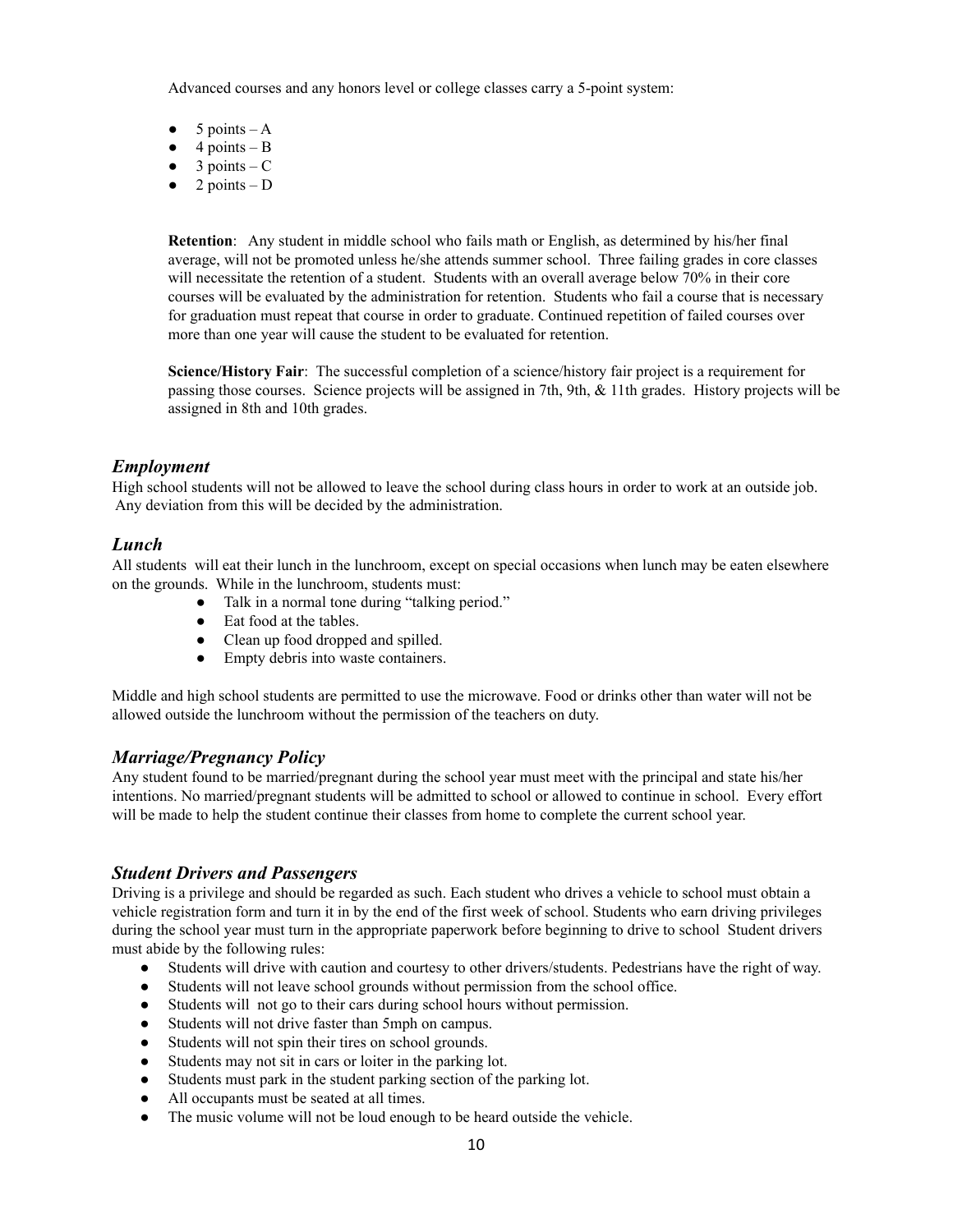Advanced courses and any honors level or college classes carry a 5-point system:

- 5 points – A
- 4 points – B
- 3 points – C
- 2 points – D

**Retention**: Any student in middle school who fails math or English, as determined by his/her final average, will not be promoted unless he/she attends summer school. Three failing grades in core classes will necessitate the retention of a student. Students with an overall average below 70% in their core courses will be evaluated by the administration for retention. Students who fail a course that is necessary for graduation must repeat that course in order to graduate. Continued repetition of failed courses over more than one year will cause the student to be evaluated for retention.

**Science/History Fair**: The successful completion of a science/history fair project is a requirement for passing those courses. Science projects will be assigned in 7th, 9th, & 11th grades. History projects will be assigned in 8th and 10th grades.

## *Employment*

High school students will not be allowed to leave the school during class hours in order to work at an outside job. Any deviation from this will be decided by the administration.

## *Lunch*

All students will eat their lunch in the lunchroom, except on special occasions when lunch may be eaten elsewhere on the grounds. While in the lunchroom, students must:

- Talk in a normal tone during "talking period."
- Eat food at the tables.
- Clean up food dropped and spilled.
- Empty debris into waste containers.

Middle and high school students are permitted to use the microwave. Food or drinks other than water will not be allowed outside the lunchroom without the permission of the teachers on duty.

## *Marriage/Pregnancy Policy*

Any student found to be married/pregnant during the school year must meet with the principal and state his/her intentions. No married/pregnant students will be admitted to school or allowed to continue in school. Every effort will be made to help the student continue their classes from home to complete the current school year.

## *Student Drivers and Passengers*

Driving is a privilege and should be regarded as such. Each student who drives a vehicle to school must obtain a vehicle registration form and turn it in by the end of the first week of school. Students who earn driving privileges during the school year must turn in the appropriate paperwork before beginning to drive to school Student drivers must abide by the following rules:

- Students will drive with caution and courtesy to other drivers/students. Pedestrians have the right of way.
- Students will not leave school grounds without permission from the school office.
- Students will not go to their cars during school hours without permission.
- Students will not drive faster than 5mph on campus.
- Students will not spin their tires on school grounds.
- Students may not sit in cars or loiter in the parking lot.
- Students must park in the student parking section of the parking lot.
- All occupants must be seated at all times.
- The music volume will not be loud enough to be heard outside the vehicle.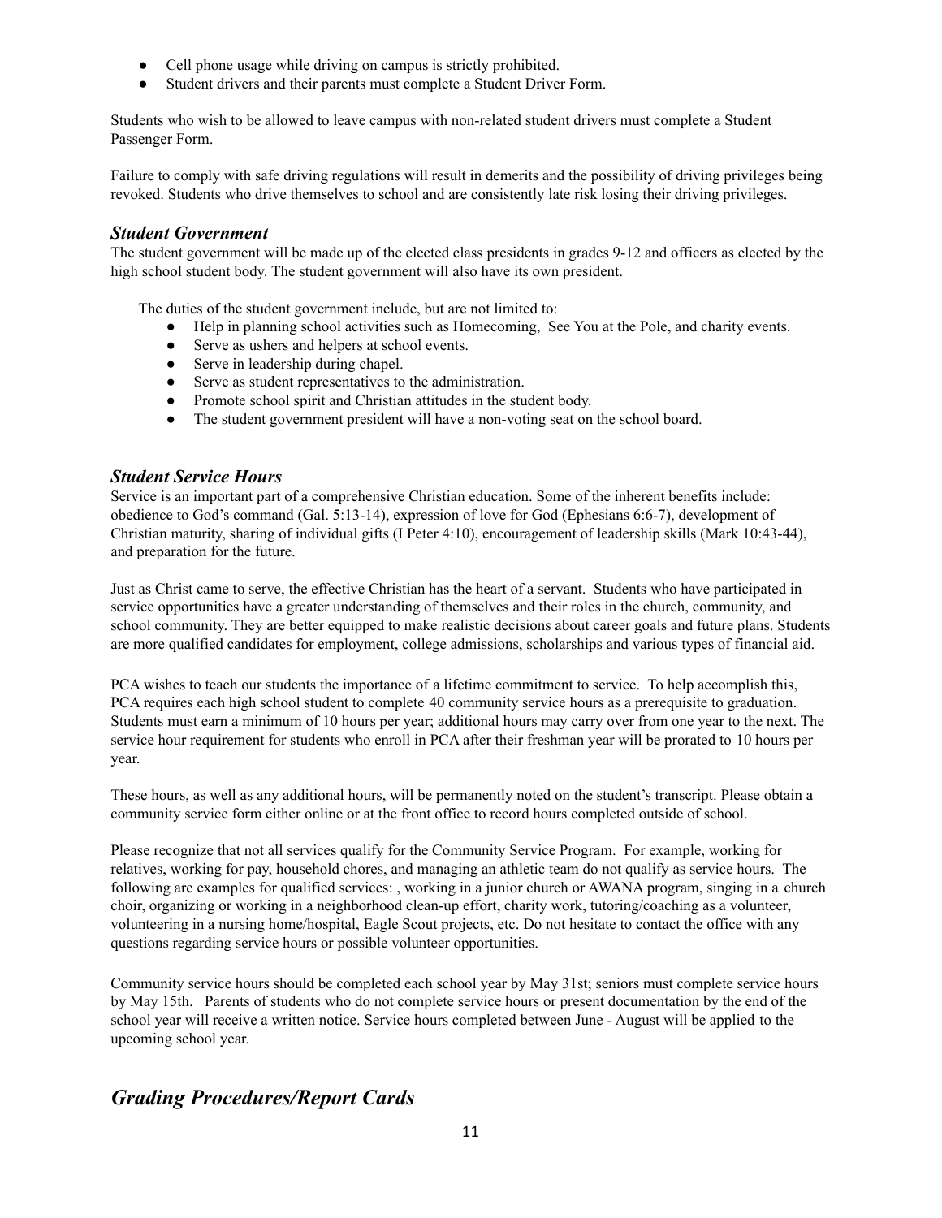- Cell phone usage while driving on campus is strictly prohibited.
- Student drivers and their parents must complete a Student Driver Form.

Students who wish to be allowed to leave campus with non-related student drivers must complete a Student Passenger Form.

Failure to comply with safe driving regulations will result in demerits and the possibility of driving privileges being revoked. Students who drive themselves to school and are consistently late risk losing their driving privileges.

### *Student Government*

The student government will be made up of the elected class presidents in grades 9-12 and officers as elected by the high school student body. The student government will also have its own president.

The duties of the student government include, but are not limited to:

- Help in planning school activities such as Homecoming, See You at the Pole, and charity events.
- Serve as ushers and helpers at school events.
- Serve in leadership during chapel.
- Serve as student representatives to the administration.
- Promote school spirit and Christian attitudes in the student body.
- The student government president will have a non-voting seat on the school board.

### *Student Service Hours*

Service is an important part of a comprehensive Christian education. Some of the inherent benefits include: obedience to God's command (Gal. 5:13-14), expression of love for God (Ephesians 6:6-7), development of Christian maturity, sharing of individual gifts (I Peter 4:10), encouragement of leadership skills (Mark 10:43-44), and preparation for the future.

Just as Christ came to serve, the effective Christian has the heart of a servant. Students who have participated in service opportunities have a greater understanding of themselves and their roles in the church, community, and school community. They are better equipped to make realistic decisions about career goals and future plans. Students are more qualified candidates for employment, college admissions, scholarships and various types of financial aid.

PCA wishes to teach our students the importance of a lifetime commitment to service. To help accomplish this, PCA requires each high school student to complete 40 community service hours as a prerequisite to graduation. Students must earn a minimum of 10 hours per year; additional hours may carry over from one year to the next. The service hour requirement for students who enroll in PCA after their freshman year will be prorated to 10 hours per year.

These hours, as well as any additional hours, will be permanently noted on the student's transcript. Please obtain a community service form either online or at the front office to record hours completed outside of school.

Please recognize that not all services qualify for the Community Service Program. For example, working for relatives, working for pay, household chores, and managing an athletic team do not qualify as service hours. The following are examples for qualified services: , working in a junior church or AWANA program, singing in a church choir, organizing or working in a neighborhood clean-up effort, charity work, tutoring/coaching as a volunteer, volunteering in a nursing home/hospital, Eagle Scout projects, etc. Do not hesitate to contact the office with any questions regarding service hours or possible volunteer opportunities.

Community service hours should be completed each school year by May 31st; seniors must complete service hours by May 15th. Parents of students who do not complete service hours or present documentation by the end of the school year will receive a written notice. Service hours completed between June - August will be applied to the upcoming school year.

## *Grading Procedures/Report Cards*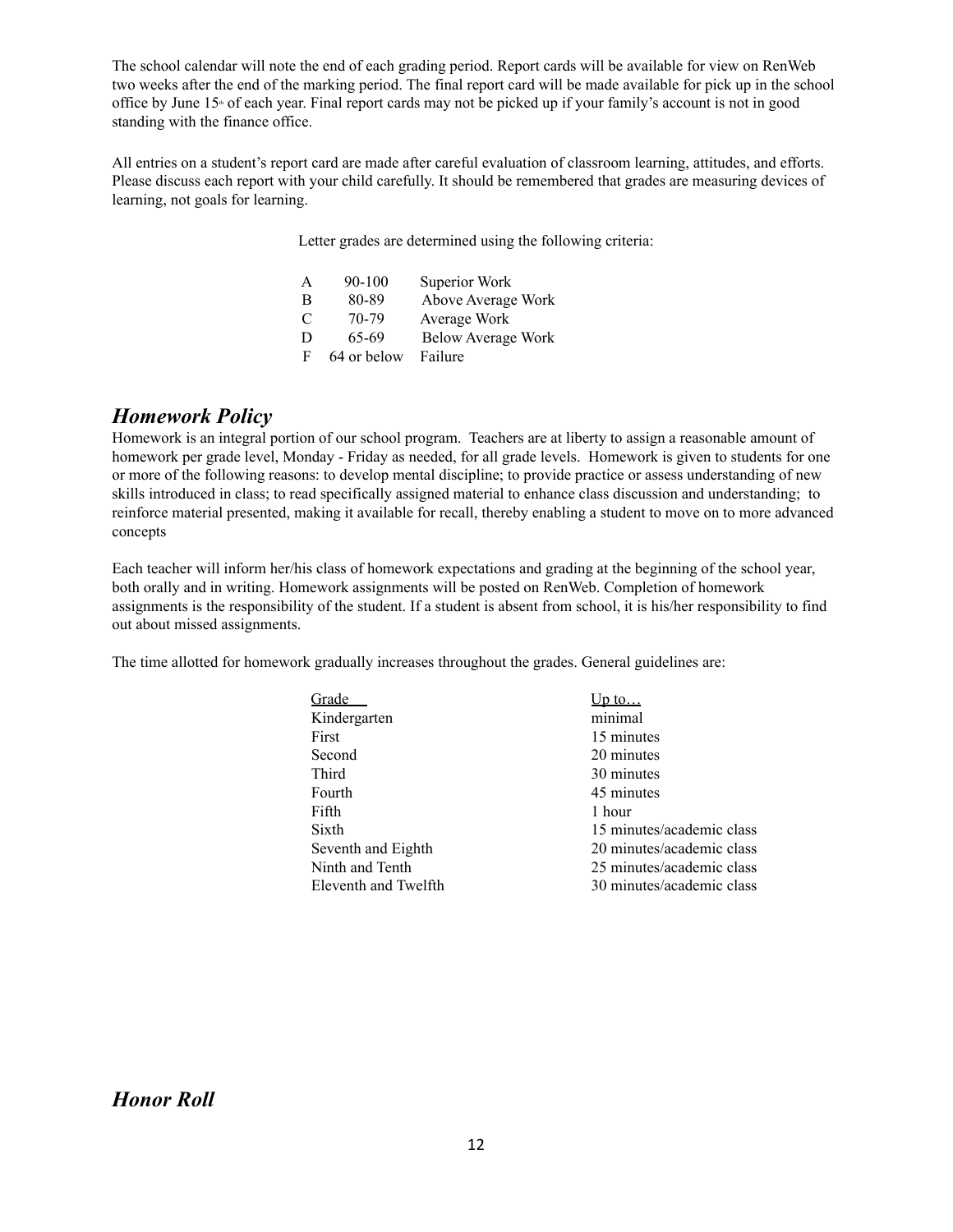The school calendar will note the end of each grading period. Report cards will be available for view on RenWeb two weeks after the end of the marking period. The final report card will be made available for pick up in the school office by June 15th of each year. Final report cards may not be picked up if your family's account is not in good standing with the finance office.

All entries on a student's report card are made after careful evaluation of classroom learning, attitudes, and efforts. Please discuss each report with your child carefully. It should be remembered that grades are measuring devices of learning, not goals for learning.

Letter grades are determined using the following criteria:

| | | |
|---|---|---|
| A | 90-100 | Superior Work |
| B | 80-89 | Above Average Work |
| C | 70-79 | Average Work |
| D | 65-69 | Below Average Work |
| F | 64 or below | Failure |

## *Homework Policy*

Homework is an integral portion of our school program. Teachers are at liberty to assign a reasonable amount of homework per grade level, Monday - Friday as needed, for all grade levels. Homework is given to students for one or more of the following reasons: to develop mental discipline; to provide practice or assess understanding of new skills introduced in class; to read specifically assigned material to enhance class discussion and understanding; to reinforce material presented, making it available for recall, thereby enabling a student to move on to more advanced concepts

Each teacher will inform her/his class of homework expectations and grading at the beginning of the school year, both orally and in writing. Homework assignments will be posted on RenWeb. Completion of homework assignments is the responsibility of the student. If a student is absent from school, it is his/her responsibility to find out about missed assignments.

The time allotted for homework gradually increases throughout the grades. General guidelines are:

| Grade | Up to… |
|---|---|
| Kindergarten | minimal |
| First | 15 minutes |
| Second | 20 minutes |
| Third | 30 minutes |
| Fourth | 45 minutes |
| Fifth | 1 hour |
| Sixth | 15 minutes/academic class |
| Seventh and Eighth | 20 minutes/academic class |
| Ninth and Tenth | 25 minutes/academic class |
| Eleventh and Twelfth | 30 minutes/academic class |

## *Honor Roll*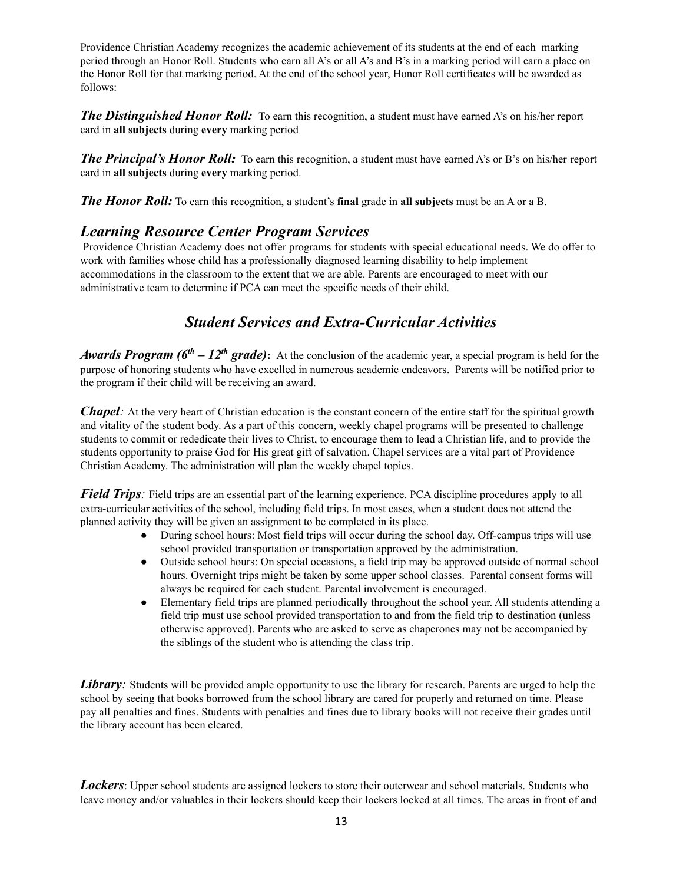Providence Christian Academy recognizes the academic achievement of its students at the end of each marking period through an Honor Roll. Students who earn all A's or all A's and B's in a marking period will earn a place on the Honor Roll for that marking period. At the end of the school year, Honor Roll certificates will be awarded as follows:

***The Distinguished Honor Roll:*** To earn this recognition, a student must have earned A's on his/her report card in **all subjects** during **every** marking period

***The Principal's Honor Roll:*** To earn this recognition, a student must have earned A's or B's on his/her report card in **all subjects** during **every** marking period.

***The Honor Roll:*** To earn this recognition, a student's **final** grade in **all subjects** must be an A or a B.

## *Learning Resource Center Program Services*

Providence Christian Academy does not offer programs for students with special educational needs. We do offer to work with families whose child has a professionally diagnosed learning disability to help implement accommodations in the classroom to the extent that we are able. Parents are encouraged to meet with our administrative team to determine if PCA can meet the specific needs of their child.

## *Student Services and Extra-Curricular Activities*

***Awards Program (6th – 12th grade)*:** At the conclusion of the academic year, a special program is held for the purpose of honoring students who have excelled in numerous academic endeavors. Parents will be notified prior to the program if their child will be receiving an award.

***Chapel**:* At the very heart of Christian education is the constant concern of the entire staff for the spiritual growth and vitality of the student body. As a part of this concern, weekly chapel programs will be presented to challenge students to commit or rededicate their lives to Christ, to encourage them to lead a Christian life, and to provide the students opportunity to praise God for His great gift of salvation. Chapel services are a vital part of Providence Christian Academy. The administration will plan the weekly chapel topics.

***Field Trips**:* Field trips are an essential part of the learning experience. PCA discipline procedures apply to all extra-curricular activities of the school, including field trips. In most cases, when a student does not attend the planned activity they will be given an assignment to be completed in its place.

- During school hours: Most field trips will occur during the school day. Off-campus trips will use school provided transportation or transportation approved by the administration.
- Outside school hours: On special occasions, a field trip may be approved outside of normal school hours. Overnight trips might be taken by some upper school classes. Parental consent forms will always be required for each student. Parental involvement is encouraged.
- Elementary field trips are planned periodically throughout the school year. All students attending a field trip must use school provided transportation to and from the field trip to destination (unless otherwise approved). Parents who are asked to serve as chaperones may not be accompanied by the siblings of the student who is attending the class trip.

***Library**:* Students will be provided ample opportunity to use the library for research. Parents are urged to help the school by seeing that books borrowed from the school library are cared for properly and returned on time. Please pay all penalties and fines. Students with penalties and fines due to library books will not receive their grades until the library account has been cleared.

***Lockers***: Upper school students are assigned lockers to store their outerwear and school materials. Students who leave money and/or valuables in their lockers should keep their lockers locked at all times. The areas in front of and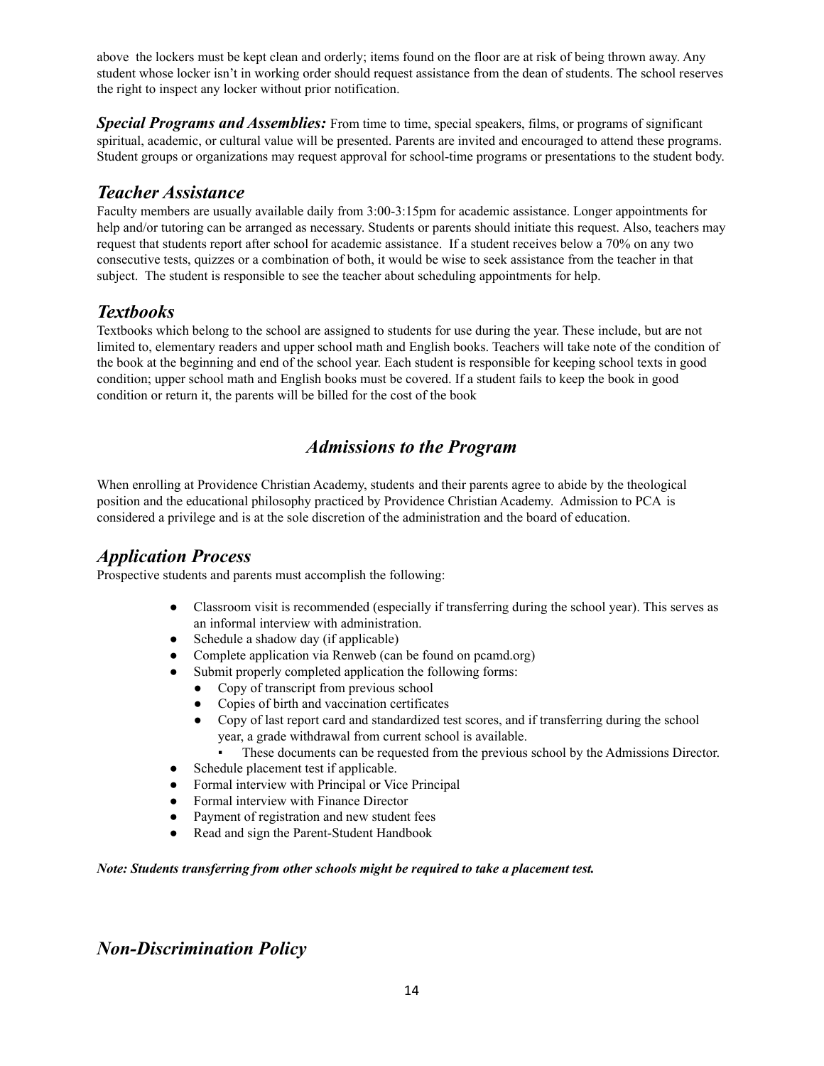above the lockers must be kept clean and orderly; items found on the floor are at risk of being thrown away. Any student whose locker isn't in working order should request assistance from the dean of students. The school reserves the right to inspect any locker without prior notification.

***Special Programs and Assemblies:*** From time to time, special speakers, films, or programs of significant spiritual, academic, or cultural value will be presented. Parents are invited and encouraged to attend these programs. Student groups or organizations may request approval for school-time programs or presentations to the student body.

## *Teacher Assistance*

Faculty members are usually available daily from 3:00-3:15pm for academic assistance. Longer appointments for help and/or tutoring can be arranged as necessary. Students or parents should initiate this request. Also, teachers may request that students report after school for academic assistance. If a student receives below a 70% on any two consecutive tests, quizzes or a combination of both, it would be wise to seek assistance from the teacher in that subject. The student is responsible to see the teacher about scheduling appointments for help.

## *Textbooks*

Textbooks which belong to the school are assigned to students for use during the year. These include, but are not limited to, elementary readers and upper school math and English books. Teachers will take note of the condition of the book at the beginning and end of the school year. Each student is responsible for keeping school texts in good condition; upper school math and English books must be covered. If a student fails to keep the book in good condition or return it, the parents will be billed for the cost of the book

# *Admissions to the Program*

When enrolling at Providence Christian Academy, students and their parents agree to abide by the theological position and the educational philosophy practiced by Providence Christian Academy. Admission to PCA is considered a privilege and is at the sole discretion of the administration and the board of education.

## *Application Process*

Prospective students and parents must accomplish the following:

- Classroom visit is recommended (especially if transferring during the school year). This serves as an informal interview with administration.
- Schedule a shadow day (if applicable)
- Complete application via Renweb (can be found on pcamd.org)
- Submit properly completed application the following forms:
  - Copy of transcript from previous school
  - Copies of birth and vaccination certificates
  - Copy of last report card and standardized test scores, and if transferring during the school year, a grade withdrawal from current school is available.
    - These documents can be requested from the previous school by the Admissions Director.
- Schedule placement test if applicable.
- Formal interview with Principal or Vice Principal
- Formal interview with Finance Director
- Payment of registration and new student fees
- Read and sign the Parent-Student Handbook

***Note: Students transferring from other schools might be required to take a placement test.***

## *Non-Discrimination Policy*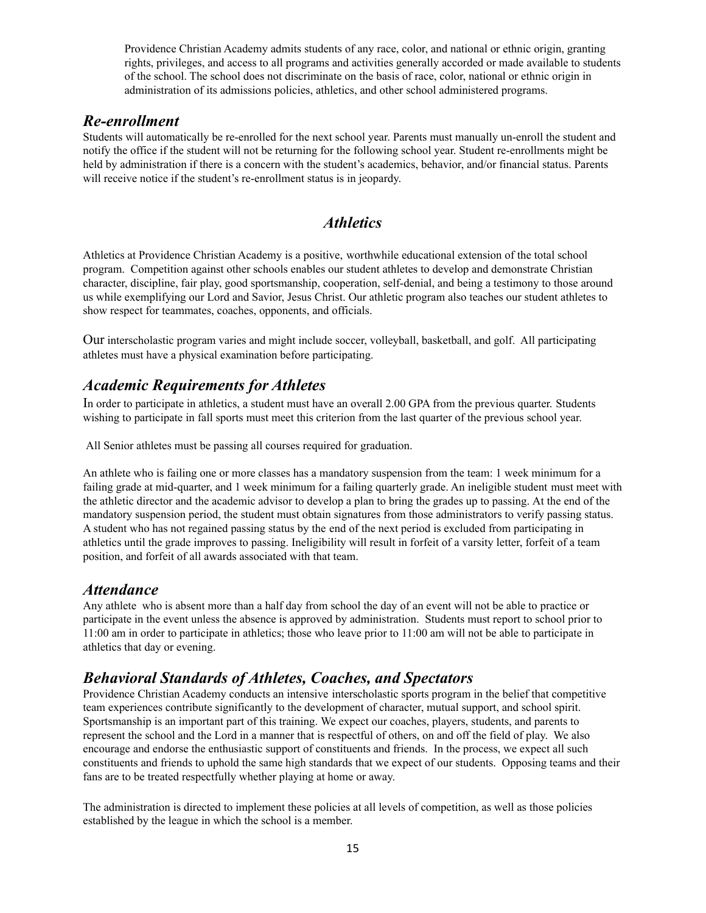Providence Christian Academy admits students of any race, color, and national or ethnic origin, granting rights, privileges, and access to all programs and activities generally accorded or made available to students of the school. The school does not discriminate on the basis of race, color, national or ethnic origin in administration of its admissions policies, athletics, and other school administered programs.

## *Re-enrollment*

Students will automatically be re-enrolled for the next school year. Parents must manually un-enroll the student and notify the office if the student will not be returning for the following school year. Student re-enrollments might be held by administration if there is a concern with the student's academics, behavior, and/or financial status. Parents will receive notice if the student's re-enrollment status is in jeopardy.

# *Athletics*

Athletics at Providence Christian Academy is a positive, worthwhile educational extension of the total school program. Competition against other schools enables our student athletes to develop and demonstrate Christian character, discipline, fair play, good sportsmanship, cooperation, self-denial, and being a testimony to those around us while exemplifying our Lord and Savior, Jesus Christ. Our athletic program also teaches our student athletes to show respect for teammates, coaches, opponents, and officials.

Our interscholastic program varies and might include soccer, volleyball, basketball, and golf. All participating athletes must have a physical examination before participating.

## *Academic Requirements for Athletes*

In order to participate in athletics, a student must have an overall 2.00 GPA from the previous quarter. Students wishing to participate in fall sports must meet this criterion from the last quarter of the previous school year.

All Senior athletes must be passing all courses required for graduation.

An athlete who is failing one or more classes has a mandatory suspension from the team: 1 week minimum for a failing grade at mid-quarter, and 1 week minimum for a failing quarterly grade. An ineligible student must meet with the athletic director and the academic advisor to develop a plan to bring the grades up to passing. At the end of the mandatory suspension period, the student must obtain signatures from those administrators to verify passing status. A student who has not regained passing status by the end of the next period is excluded from participating in athletics until the grade improves to passing. Ineligibility will result in forfeit of a varsity letter, forfeit of a team position, and forfeit of all awards associated with that team.

## *Attendance*

Any athlete who is absent more than a half day from school the day of an event will not be able to practice or participate in the event unless the absence is approved by administration. Students must report to school prior to 11:00 am in order to participate in athletics; those who leave prior to 11:00 am will not be able to participate in athletics that day or evening.

## *Behavioral Standards of Athletes, Coaches, and Spectators*

Providence Christian Academy conducts an intensive interscholastic sports program in the belief that competitive team experiences contribute significantly to the development of character, mutual support, and school spirit. Sportsmanship is an important part of this training. We expect our coaches, players, students, and parents to represent the school and the Lord in a manner that is respectful of others, on and off the field of play. We also encourage and endorse the enthusiastic support of constituents and friends. In the process, we expect all such constituents and friends to uphold the same high standards that we expect of our students. Opposing teams and their fans are to be treated respectfully whether playing at home or away.

The administration is directed to implement these policies at all levels of competition, as well as those policies established by the league in which the school is a member.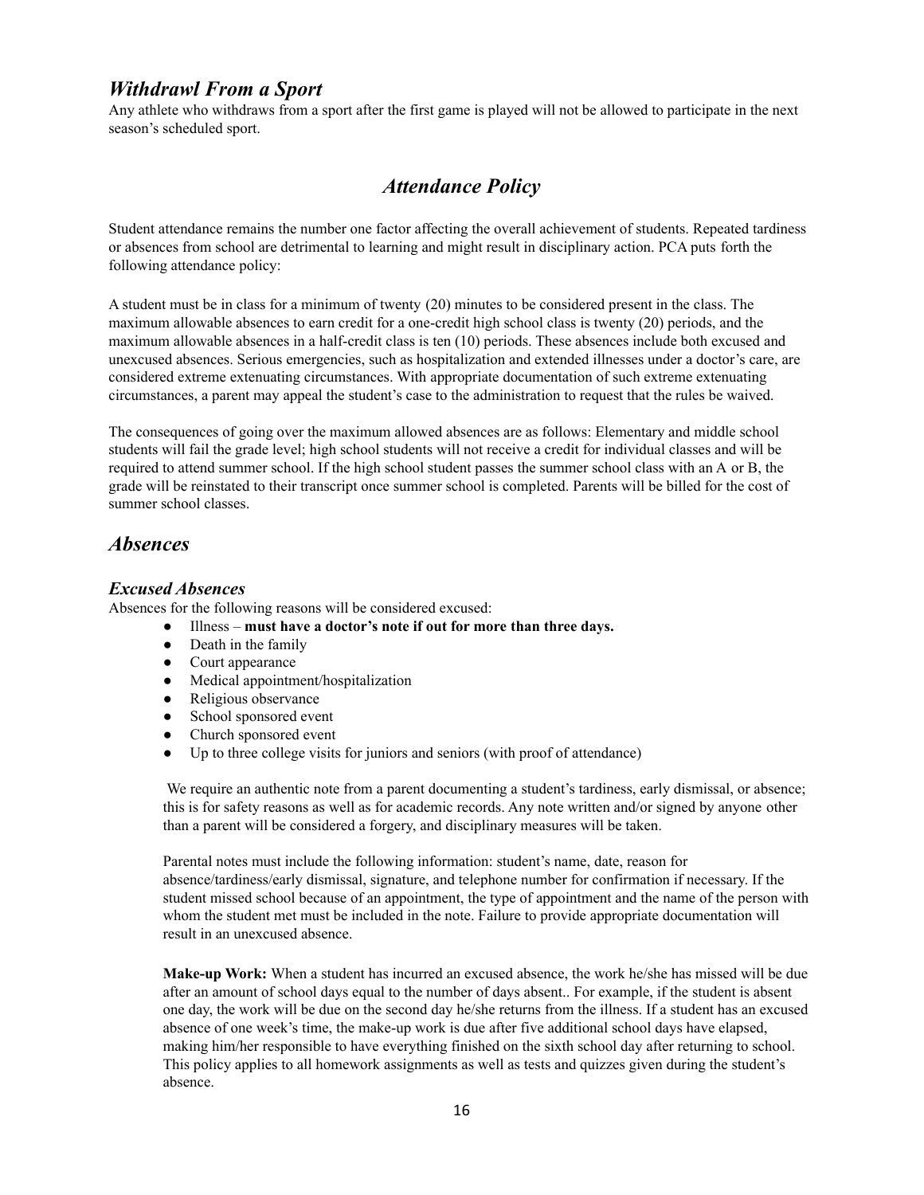## *Withdrawl From a Sport*

Any athlete who withdraws from a sport after the first game is played will not be allowed to participate in the next season's scheduled sport.

# *Attendance Policy*

Student attendance remains the number one factor affecting the overall achievement of students. Repeated tardiness or absences from school are detrimental to learning and might result in disciplinary action. PCA puts forth the following attendance policy:

A student must be in class for a minimum of twenty (20) minutes to be considered present in the class. The maximum allowable absences to earn credit for a one-credit high school class is twenty (20) periods, and the maximum allowable absences in a half-credit class is ten (10) periods. These absences include both excused and unexcused absences. Serious emergencies, such as hospitalization and extended illnesses under a doctor's care, are considered extreme extenuating circumstances. With appropriate documentation of such extreme extenuating circumstances, a parent may appeal the student's case to the administration to request that the rules be waived.

The consequences of going over the maximum allowed absences are as follows: Elementary and middle school students will fail the grade level; high school students will not receive a credit for individual classes and will be required to attend summer school. If the high school student passes the summer school class with an A or B, the grade will be reinstated to their transcript once summer school is completed. Parents will be billed for the cost of summer school classes.

## *Absences*

### *Excused Absences*

Absences for the following reasons will be considered excused:

- Illness – **must have a doctor's note if out for more than three days.**
- Death in the family
- Court appearance
- Medical appointment/hospitalization
- Religious observance
- School sponsored event
- Church sponsored event
- Up to three college visits for juniors and seniors (with proof of attendance)

We require an authentic note from a parent documenting a student's tardiness, early dismissal, or absence; this is for safety reasons as well as for academic records. Any note written and/or signed by anyone other than a parent will be considered a forgery, and disciplinary measures will be taken.

Parental notes must include the following information: student's name, date, reason for absence/tardiness/early dismissal, signature, and telephone number for confirmation if necessary. If the student missed school because of an appointment, the type of appointment and the name of the person with whom the student met must be included in the note. Failure to provide appropriate documentation will result in an unexcused absence.

**Make-up Work:** When a student has incurred an excused absence, the work he/she has missed will be due after an amount of school days equal to the number of days absent.. For example, if the student is absent one day, the work will be due on the second day he/she returns from the illness. If a student has an excused absence of one week's time, the make-up work is due after five additional school days have elapsed, making him/her responsible to have everything finished on the sixth school day after returning to school. This policy applies to all homework assignments as well as tests and quizzes given during the student's absence.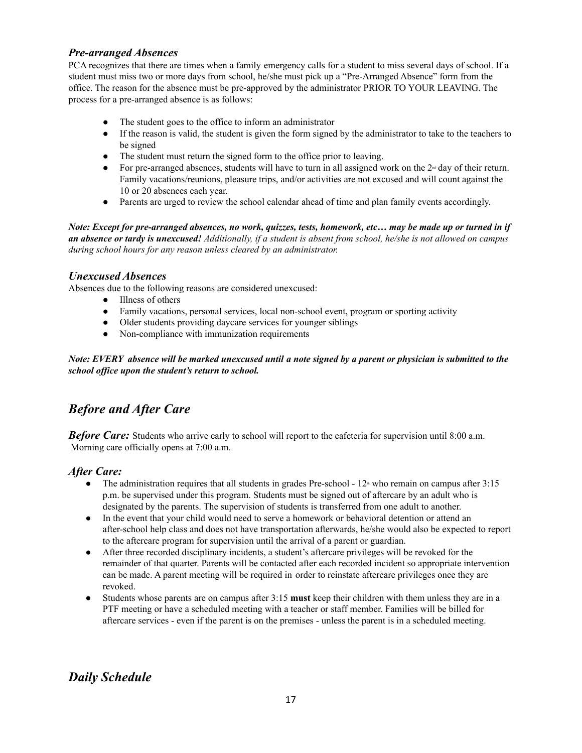### *Pre-arranged Absences*

PCA recognizes that there are times when a family emergency calls for a student to miss several days of school. If a student must miss two or more days from school, he/she must pick up a "Pre-Arranged Absence" form from the office. The reason for the absence must be pre-approved by the administrator PRIOR TO YOUR LEAVING. The process for a pre-arranged absence is as follows:

- The student goes to the office to inform an administrator
- If the reason is valid, the student is given the form signed by the administrator to take to the teachers to be signed
- The student must return the signed form to the office prior to leaving.
- For pre-arranged absences, students will have to turn in all assigned work on the 2nd day of their return. Family vacations/reunions, pleasure trips, and/or activities are not excused and will count against the 10 or 20 absences each year.
- Parents are urged to review the school calendar ahead of time and plan family events accordingly.

***Note: Except for pre-arranged absences, no work, quizzes, tests, homework, etc… may be made up or turned in if an absence or tardy is unexcused!*** *Additionally, if a student is absent from school, he/she is not allowed on campus during school hours for any reason unless cleared by an administrator.*

### *Unexcused Absences*

Absences due to the following reasons are considered unexcused:

- Illness of others
- Family vacations, personal services, local non-school event, program or sporting activity
- Older students providing daycare services for younger siblings
- Non-compliance with immunization requirements

***Note: EVERY absence will be marked unexcused until a note signed by a parent or physician is submitted to the school office upon the student's return to school.***

## *Before and After Care*

***Before Care:*** Students who arrive early to school will report to the cafeteria for supervision until 8:00 a.m. Morning care officially opens at 7:00 a.m.

### *After Care:*

- The administration requires that all students in grades Pre-school - 12th who remain on campus after 3:15 p.m. be supervised under this program. Students must be signed out of aftercare by an adult who is designated by the parents. The supervision of students is transferred from one adult to another.
- In the event that your child would need to serve a homework or behavioral detention or attend an after-school help class and does not have transportation afterwards, he/she would also be expected to report to the aftercare program for supervision until the arrival of a parent or guardian.
- After three recorded disciplinary incidents, a student's aftercare privileges will be revoked for the remainder of that quarter. Parents will be contacted after each recorded incident so appropriate intervention can be made. A parent meeting will be required in order to reinstate aftercare privileges once they are revoked.
- Students whose parents are on campus after 3:15 **must** keep their children with them unless they are in a PTF meeting or have a scheduled meeting with a teacher or staff member. Families will be billed for aftercare services - even if the parent is on the premises - unless the parent is in a scheduled meeting.

## *Daily Schedule*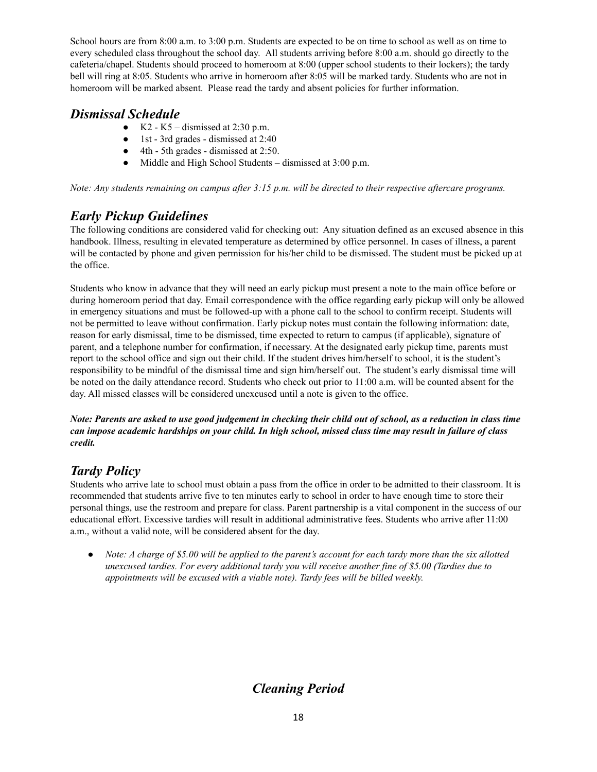School hours are from 8:00 a.m. to 3:00 p.m. Students are expected to be on time to school as well as on time to every scheduled class throughout the school day. All students arriving before 8:00 a.m. should go directly to the cafeteria/chapel. Students should proceed to homeroom at 8:00 (upper school students to their lockers); the tardy bell will ring at 8:05. Students who arrive in homeroom after 8:05 will be marked tardy. Students who are not in homeroom will be marked absent. Please read the tardy and absent policies for further information.

## *Dismissal Schedule*

- K2 - K5 – dismissed at 2:30 p.m.
- 1st - 3rd grades - dismissed at 2:40
- 4th - 5th grades - dismissed at 2:50.
- Middle and High School Students – dismissed at 3:00 p.m.

*Note: Any students remaining on campus after 3:15 p.m. will be directed to their respective aftercare programs.*

## *Early Pickup Guidelines*

The following conditions are considered valid for checking out: Any situation defined as an excused absence in this handbook. Illness, resulting in elevated temperature as determined by office personnel. In cases of illness, a parent will be contacted by phone and given permission for his/her child to be dismissed. The student must be picked up at the office.

Students who know in advance that they will need an early pickup must present a note to the main office before or during homeroom period that day. Email correspondence with the office regarding early pickup will only be allowed in emergency situations and must be followed-up with a phone call to the school to confirm receipt. Students will not be permitted to leave without confirmation. Early pickup notes must contain the following information: date, reason for early dismissal, time to be dismissed, time expected to return to campus (if applicable), signature of parent, and a telephone number for confirmation, if necessary. At the designated early pickup time, parents must report to the school office and sign out their child. If the student drives him/herself to school, it is the student's responsibility to be mindful of the dismissal time and sign him/herself out. The student's early dismissal time will be noted on the daily attendance record. Students who check out prior to 11:00 a.m. will be counted absent for the day. All missed classes will be considered unexcused until a note is given to the office.

***Note: Parents are asked to use good judgement in checking their child out of school, as a reduction in class time can impose academic hardships on your child. In high school, missed class time may result in failure of class credit.***

## *Tardy Policy*

Students who arrive late to school must obtain a pass from the office in order to be admitted to their classroom. It is recommended that students arrive five to ten minutes early to school in order to have enough time to store their personal things, use the restroom and prepare for class. Parent partnership is a vital component in the success of our educational effort. Excessive tardies will result in additional administrative fees. Students who arrive after 11:00 a.m., without a valid note, will be considered absent for the day.

- *Note: A charge of $5.00 will be applied to the parent's account for each tardy more than the six allotted unexcused tardies. For every additional tardy you will receive another fine of $5.00 (Tardies due to appointments will be excused with a viable note). Tardy fees will be billed weekly.*

## *Cleaning Period*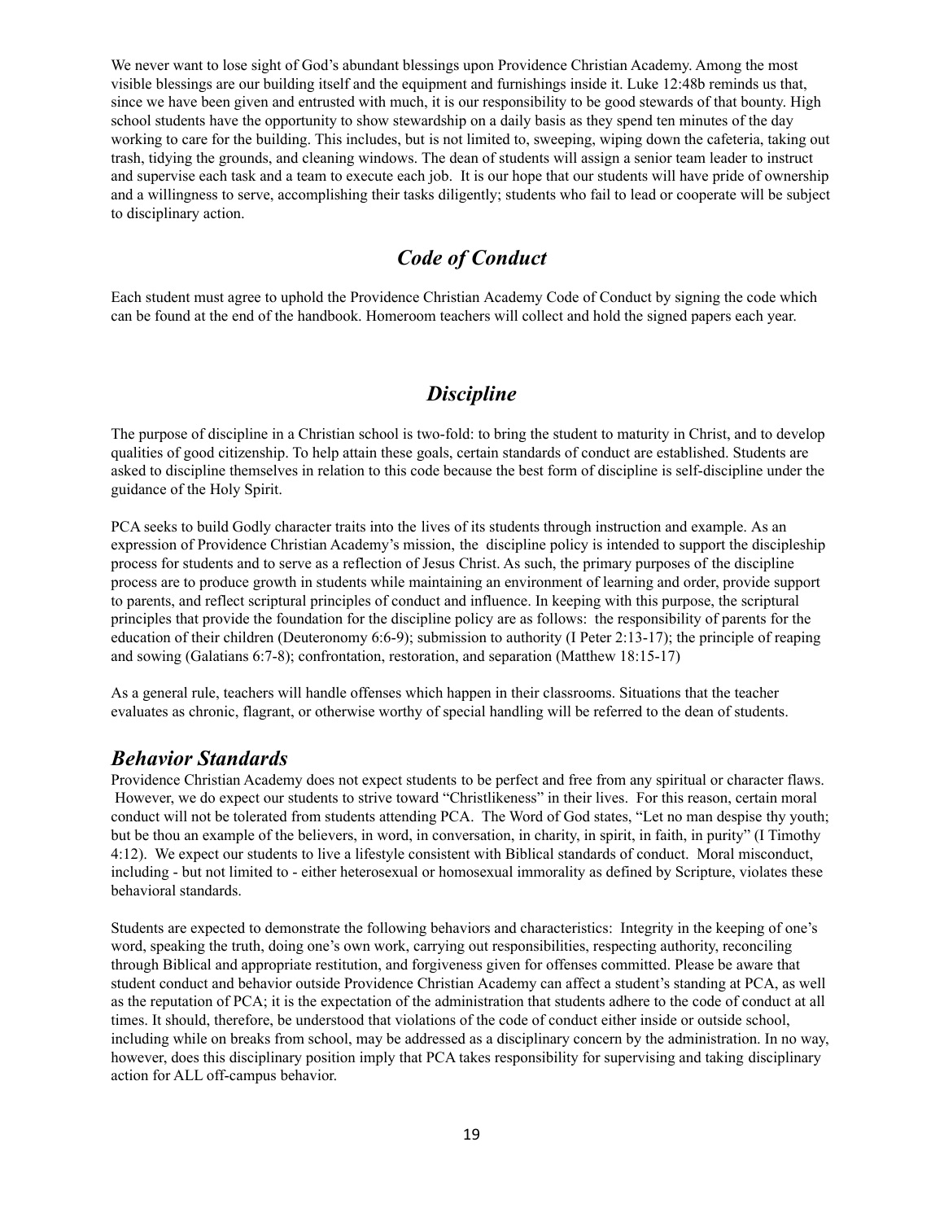We never want to lose sight of God's abundant blessings upon Providence Christian Academy. Among the most visible blessings are our building itself and the equipment and furnishings inside it. Luke 12:48b reminds us that, since we have been given and entrusted with much, it is our responsibility to be good stewards of that bounty. High school students have the opportunity to show stewardship on a daily basis as they spend ten minutes of the day working to care for the building. This includes, but is not limited to, sweeping, wiping down the cafeteria, taking out trash, tidying the grounds, and cleaning windows. The dean of students will assign a senior team leader to instruct and supervise each task and a team to execute each job. It is our hope that our students will have pride of ownership and a willingness to serve, accomplishing their tasks diligently; students who fail to lead or cooperate will be subject to disciplinary action.

## *Code of Conduct*

Each student must agree to uphold the Providence Christian Academy Code of Conduct by signing the code which can be found at the end of the handbook. Homeroom teachers will collect and hold the signed papers each year.

## *Discipline*

The purpose of discipline in a Christian school is two-fold: to bring the student to maturity in Christ, and to develop qualities of good citizenship. To help attain these goals, certain standards of conduct are established. Students are asked to discipline themselves in relation to this code because the best form of discipline is self-discipline under the guidance of the Holy Spirit.

PCA seeks to build Godly character traits into the lives of its students through instruction and example. As an expression of Providence Christian Academy's mission, the discipline policy is intended to support the discipleship process for students and to serve as a reflection of Jesus Christ. As such, the primary purposes of the discipline process are to produce growth in students while maintaining an environment of learning and order, provide support to parents, and reflect scriptural principles of conduct and influence. In keeping with this purpose, the scriptural principles that provide the foundation for the discipline policy are as follows: the responsibility of parents for the education of their children (Deuteronomy 6:6-9); submission to authority (I Peter 2:13-17); the principle of reaping and sowing (Galatians 6:7-8); confrontation, restoration, and separation (Matthew 18:15-17)

As a general rule, teachers will handle offenses which happen in their classrooms. Situations that the teacher evaluates as chronic, flagrant, or otherwise worthy of special handling will be referred to the dean of students.

### *Behavior Standards*

Providence Christian Academy does not expect students to be perfect and free from any spiritual or character flaws. However, we do expect our students to strive toward "Christlikeness" in their lives. For this reason, certain moral conduct will not be tolerated from students attending PCA. The Word of God states, "Let no man despise thy youth; but be thou an example of the believers, in word, in conversation, in charity, in spirit, in faith, in purity" (I Timothy 4:12). We expect our students to live a lifestyle consistent with Biblical standards of conduct. Moral misconduct, including - but not limited to - either heterosexual or homosexual immorality as defined by Scripture, violates these behavioral standards.

Students are expected to demonstrate the following behaviors and characteristics: Integrity in the keeping of one's word, speaking the truth, doing one's own work, carrying out responsibilities, respecting authority, reconciling through Biblical and appropriate restitution, and forgiveness given for offenses committed. Please be aware that student conduct and behavior outside Providence Christian Academy can affect a student's standing at PCA, as well as the reputation of PCA; it is the expectation of the administration that students adhere to the code of conduct at all times. It should, therefore, be understood that violations of the code of conduct either inside or outside school, including while on breaks from school, may be addressed as a disciplinary concern by the administration. In no way, however, does this disciplinary position imply that PCA takes responsibility for supervising and taking disciplinary action for ALL off-campus behavior.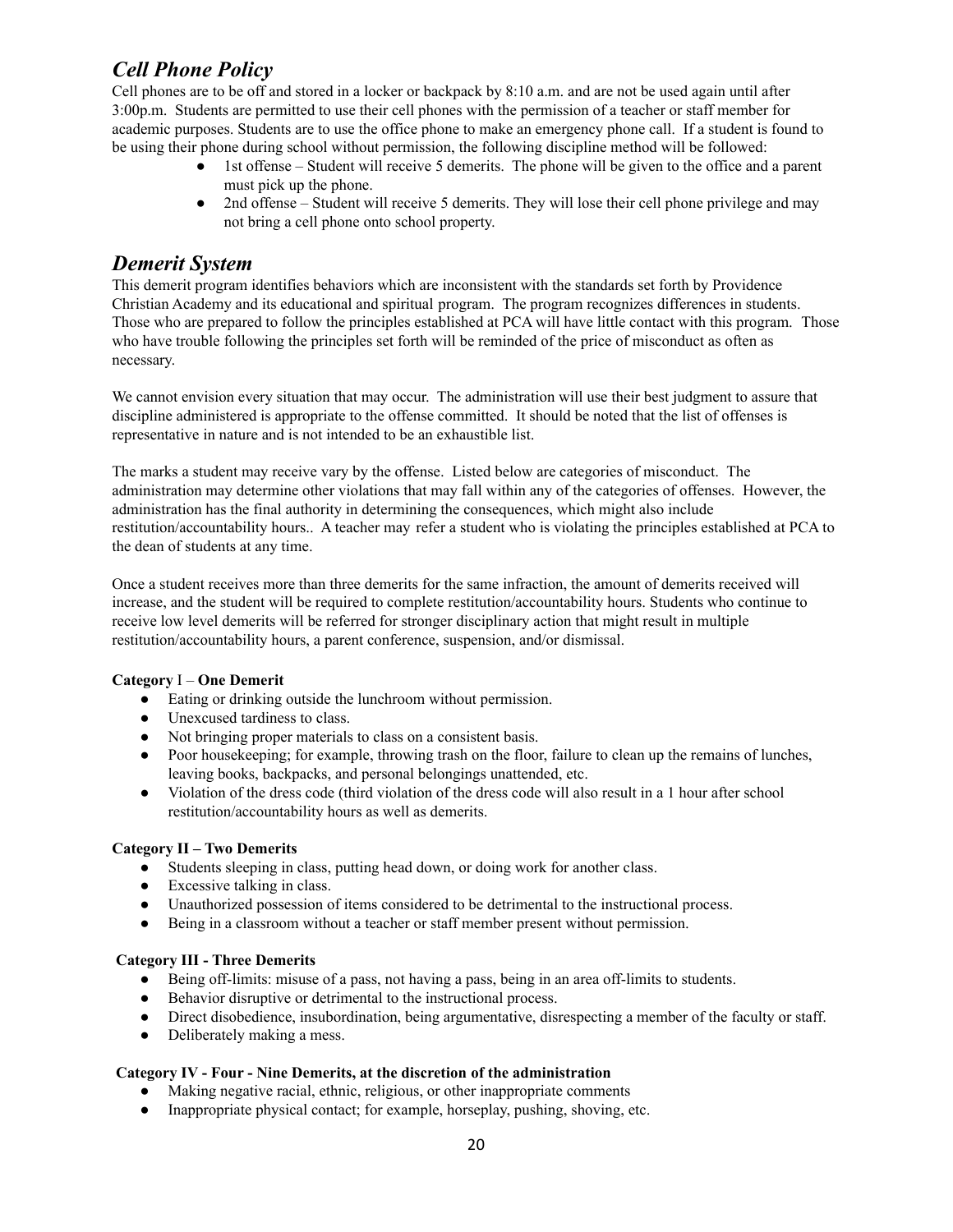## *Cell Phone Policy*

Cell phones are to be off and stored in a locker or backpack by 8:10 a.m. and are not be used again until after 3:00p.m. Students are permitted to use their cell phones with the permission of a teacher or staff member for academic purposes. Students are to use the office phone to make an emergency phone call. If a student is found to be using their phone during school without permission, the following discipline method will be followed:

- 1st offense – Student will receive 5 demerits. The phone will be given to the office and a parent must pick up the phone.
- 2nd offense – Student will receive 5 demerits. They will lose their cell phone privilege and may not bring a cell phone onto school property.

## *Demerit System*

This demerit program identifies behaviors which are inconsistent with the standards set forth by Providence Christian Academy and its educational and spiritual program. The program recognizes differences in students. Those who are prepared to follow the principles established at PCA will have little contact with this program. Those who have trouble following the principles set forth will be reminded of the price of misconduct as often as necessary.

We cannot envision every situation that may occur. The administration will use their best judgment to assure that discipline administered is appropriate to the offense committed. It should be noted that the list of offenses is representative in nature and is not intended to be an exhaustible list.

The marks a student may receive vary by the offense. Listed below are categories of misconduct. The administration may determine other violations that may fall within any of the categories of offenses. However, the administration has the final authority in determining the consequences, which might also include restitution/accountability hours.. A teacher may refer a student who is violating the principles established at PCA to the dean of students at any time.

Once a student receives more than three demerits for the same infraction, the amount of demerits received will increase, and the student will be required to complete restitution/accountability hours. Students who continue to receive low level demerits will be referred for stronger disciplinary action that might result in multiple restitution/accountability hours, a parent conference, suspension, and/or dismissal.

**Category** I – **One Demerit**

- Eating or drinking outside the lunchroom without permission.
- Unexcused tardiness to class.
- Not bringing proper materials to class on a consistent basis.
- Poor housekeeping; for example, throwing trash on the floor, failure to clean up the remains of lunches, leaving books, backpacks, and personal belongings unattended, etc.
- Violation of the dress code (third violation of the dress code will also result in a 1 hour after school restitution/accountability hours as well as demerits.

**Category II – Two Demerits**

- Students sleeping in class, putting head down, or doing work for another class.
- Excessive talking in class.
- Unauthorized possession of items considered to be detrimental to the instructional process.
- Being in a classroom without a teacher or staff member present without permission.

**Category III - Three Demerits**

- Being off-limits: misuse of a pass, not having a pass, being in an area off-limits to students.
- Behavior disruptive or detrimental to the instructional process.
- Direct disobedience, insubordination, being argumentative, disrespecting a member of the faculty or staff.
- Deliberately making a mess.

**Category IV - Four - Nine Demerits, at the discretion of the administration**

- Making negative racial, ethnic, religious, or other inappropriate comments
- Inappropriate physical contact; for example, horseplay, pushing, shoving, etc.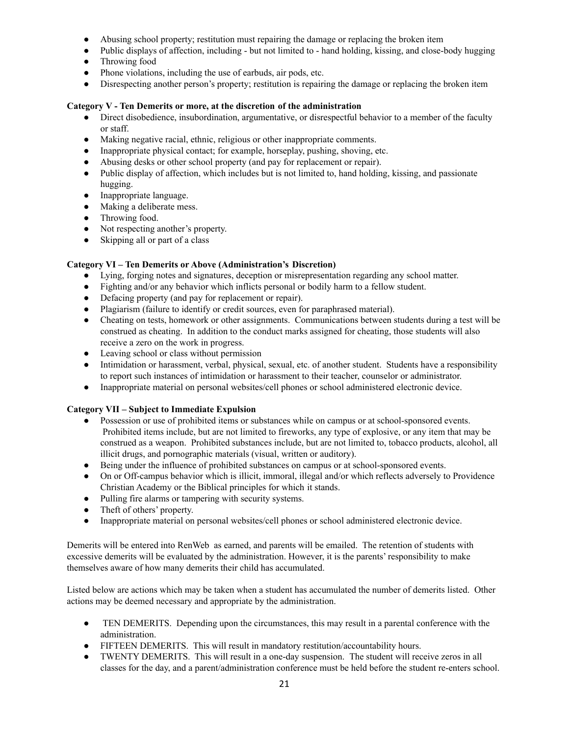- Abusing school property; restitution must repairing the damage or replacing the broken item
- Public displays of affection, including - but not limited to - hand holding, kissing, and close-body hugging
- Throwing food
- Phone violations, including the use of earbuds, air pods, etc.
- Disrespecting another person's property; restitution is repairing the damage or replacing the broken item

**Category V - Ten Demerits or more, at the discretion of the administration**

- Direct disobedience, insubordination, argumentative, or disrespectful behavior to a member of the faculty or staff.
- Making negative racial, ethnic, religious or other inappropriate comments.
- Inappropriate physical contact; for example, horseplay, pushing, shoving, etc.
- Abusing desks or other school property (and pay for replacement or repair).
- Public display of affection, which includes but is not limited to, hand holding, kissing, and passionate hugging.
- Inappropriate language.
- Making a deliberate mess.
- Throwing food.
- Not respecting another's property.
- Skipping all or part of a class

**Category VI – Ten Demerits or Above (Administration's Discretion)**

- Lying, forging notes and signatures, deception or misrepresentation regarding any school matter.
- Fighting and/or any behavior which inflicts personal or bodily harm to a fellow student.
- Defacing property (and pay for replacement or repair).
- Plagiarism (failure to identify or credit sources, even for paraphrased material).
- Cheating on tests, homework or other assignments. Communications between students during a test will be construed as cheating. In addition to the conduct marks assigned for cheating, those students will also receive a zero on the work in progress.
- Leaving school or class without permission
- Intimidation or harassment, verbal, physical, sexual, etc. of another student. Students have a responsibility to report such instances of intimidation or harassment to their teacher, counselor or administrator.
- Inappropriate material on personal websites/cell phones or school administered electronic device.

**Category VII – Subject to Immediate Expulsion**

- Possession or use of prohibited items or substances while on campus or at school-sponsored events. Prohibited items include, but are not limited to fireworks, any type of explosive, or any item that may be construed as a weapon. Prohibited substances include, but are not limited to, tobacco products, alcohol, all illicit drugs, and pornographic materials (visual, written or auditory).
- Being under the influence of prohibited substances on campus or at school-sponsored events.
- On or Off-campus behavior which is illicit, immoral, illegal and/or which reflects adversely to Providence Christian Academy or the Biblical principles for which it stands.
- Pulling fire alarms or tampering with security systems.
- Theft of others' property.
- Inappropriate material on personal websites/cell phones or school administered electronic device.

Demerits will be entered into RenWeb as earned, and parents will be emailed. The retention of students with excessive demerits will be evaluated by the administration. However, it is the parents' responsibility to make themselves aware of how many demerits their child has accumulated.

Listed below are actions which may be taken when a student has accumulated the number of demerits listed. Other actions may be deemed necessary and appropriate by the administration.

- TEN DEMERITS. Depending upon the circumstances, this may result in a parental conference with the administration.
- FIFTEEN DEMERITS. This will result in mandatory restitution/accountability hours.
- TWENTY DEMERITS. This will result in a one-day suspension. The student will receive zeros in all classes for the day, and a parent/administration conference must be held before the student re-enters school.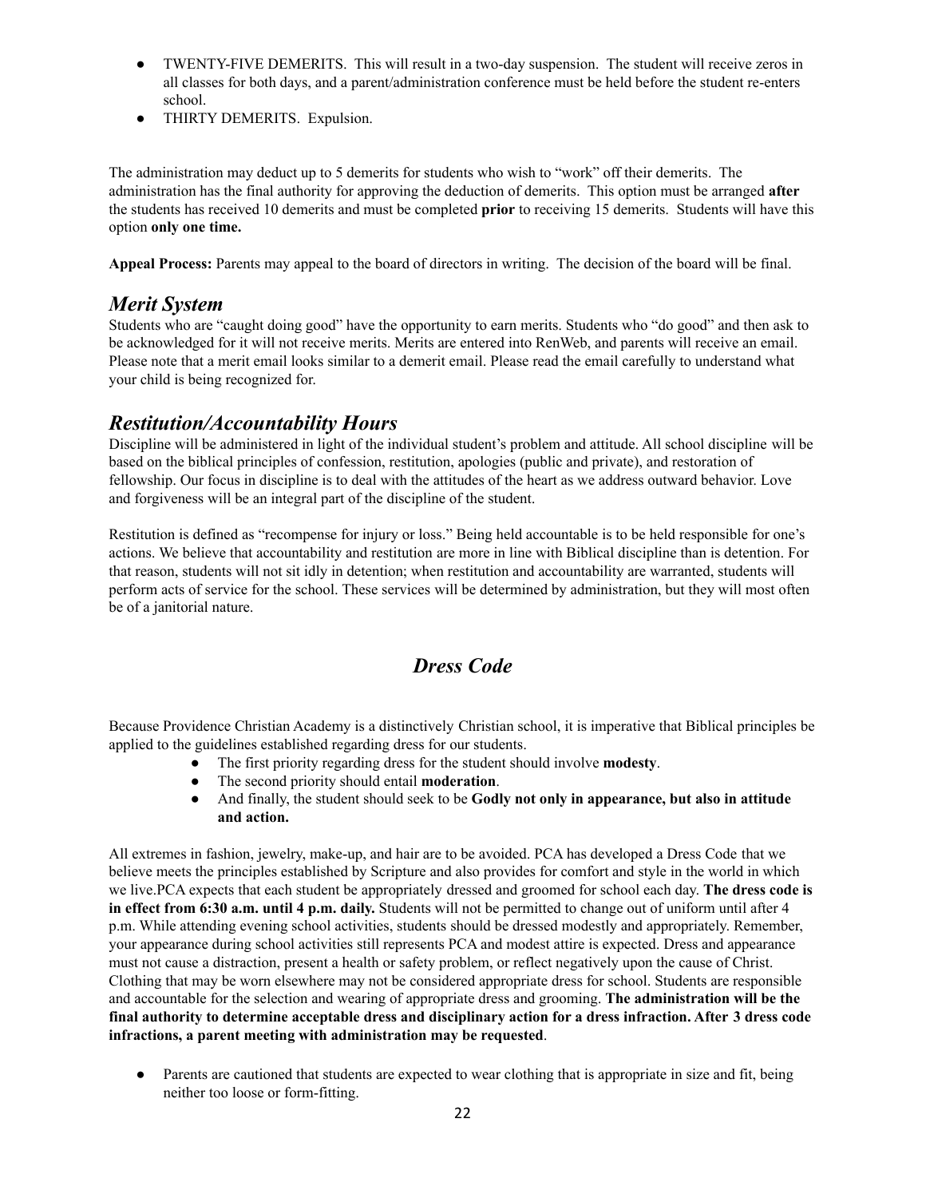- TWENTY-FIVE DEMERITS. This will result in a two-day suspension. The student will receive zeros in all classes for both days, and a parent/administration conference must be held before the student re-enters school.
- THIRTY DEMERITS. Expulsion.

The administration may deduct up to 5 demerits for students who wish to "work" off their demerits. The administration has the final authority for approving the deduction of demerits. This option must be arranged **after** the students has received 10 demerits and must be completed **prior** to receiving 15 demerits. Students will have this option **only one time.**

**Appeal Process:** Parents may appeal to the board of directors in writing. The decision of the board will be final.

## *Merit System*

Students who are "caught doing good" have the opportunity to earn merits. Students who "do good" and then ask to be acknowledged for it will not receive merits. Merits are entered into RenWeb, and parents will receive an email. Please note that a merit email looks similar to a demerit email. Please read the email carefully to understand what your child is being recognized for.

## *Restitution/Accountability Hours*

Discipline will be administered in light of the individual student's problem and attitude. All school discipline will be based on the biblical principles of confession, restitution, apologies (public and private), and restoration of fellowship. Our focus in discipline is to deal with the attitudes of the heart as we address outward behavior. Love and forgiveness will be an integral part of the discipline of the student.

Restitution is defined as "recompense for injury or loss." Being held accountable is to be held responsible for one's actions. We believe that accountability and restitution are more in line with Biblical discipline than is detention. For that reason, students will not sit idly in detention; when restitution and accountability are warranted, students will perform acts of service for the school. These services will be determined by administration, but they will most often be of a janitorial nature.

# *Dress Code*

Because Providence Christian Academy is a distinctively Christian school, it is imperative that Biblical principles be applied to the guidelines established regarding dress for our students.

- The first priority regarding dress for the student should involve **modesty**.
- The second priority should entail **moderation**.
- And finally, the student should seek to be **Godly not only in appearance, but also in attitude and action.**

All extremes in fashion, jewelry, make-up, and hair are to be avoided. PCA has developed a Dress Code that we believe meets the principles established by Scripture and also provides for comfort and style in the world in which we live.PCA expects that each student be appropriately dressed and groomed for school each day. **The dress code is in effect from 6:30 a.m. until 4 p.m. daily.** Students will not be permitted to change out of uniform until after 4 p.m. While attending evening school activities, students should be dressed modestly and appropriately. Remember, your appearance during school activities still represents PCA and modest attire is expected. Dress and appearance must not cause a distraction, present a health or safety problem, or reflect negatively upon the cause of Christ. Clothing that may be worn elsewhere may not be considered appropriate dress for school. Students are responsible and accountable for the selection and wearing of appropriate dress and grooming. **The administration will be the final authority to determine acceptable dress and disciplinary action for a dress infraction. After 3 dress code infractions, a parent meeting with administration may be requested**.

- Parents are cautioned that students are expected to wear clothing that is appropriate in size and fit, being neither too loose or form-fitting.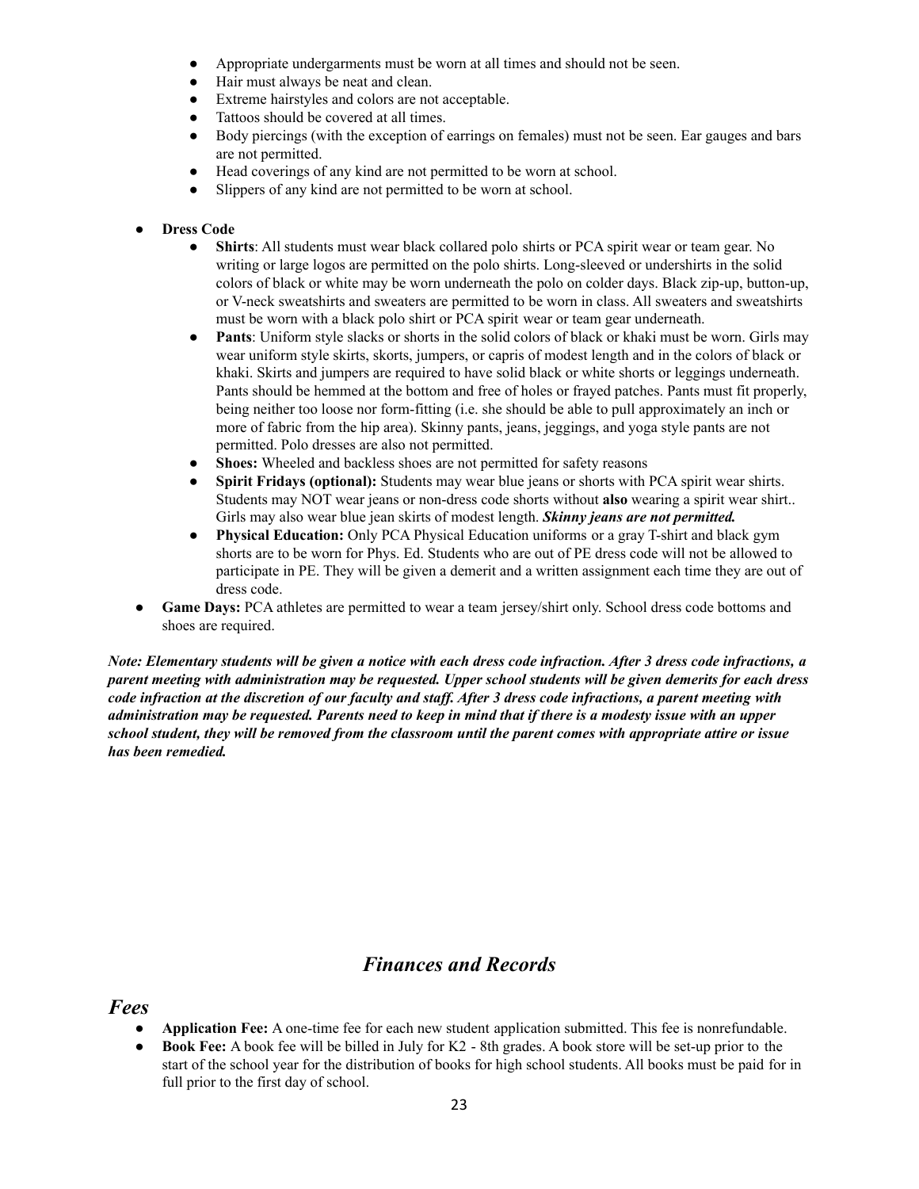- Appropriate undergarments must be worn at all times and should not be seen.
- Hair must always be neat and clean.
- Extreme hairstyles and colors are not acceptable.
- Tattoos should be covered at all times.
- Body piercings (with the exception of earrings on females) must not be seen. Ear gauges and bars are not permitted.
- Head coverings of any kind are not permitted to be worn at school.
- Slippers of any kind are not permitted to be worn at school.

- **Dress Code**
    - **Shirts**: All students must wear black collared polo shirts or PCA spirit wear or team gear. No writing or large logos are permitted on the polo shirts. Long-sleeved or undershirts in the solid colors of black or white may be worn underneath the polo on colder days. Black zip-up, button-up, or V-neck sweatshirts and sweaters are permitted to be worn in class. All sweaters and sweatshirts must be worn with a black polo shirt or PCA spirit wear or team gear underneath.
    - **Pants**: Uniform style slacks or shorts in the solid colors of black or khaki must be worn. Girls may wear uniform style skirts, skorts, jumpers, or capris of modest length and in the colors of black or khaki. Skirts and jumpers are required to have solid black or white shorts or leggings underneath. Pants should be hemmed at the bottom and free of holes or frayed patches. Pants must fit properly, being neither too loose nor form-fitting (i.e. she should be able to pull approximately an inch or more of fabric from the hip area). Skinny pants, jeans, jeggings, and yoga style pants are not permitted. Polo dresses are also not permitted.
    - **Shoes:** Wheeled and backless shoes are not permitted for safety reasons
    - **Spirit Fridays (optional):** Students may wear blue jeans or shorts with PCA spirit wear shirts. Students may NOT wear jeans or non-dress code shorts without **also** wearing a spirit wear shirt.. Girls may also wear blue jean skirts of modest length. ***Skinny jeans are not permitted.***
    - **Physical Education:** Only PCA Physical Education uniforms or a gray T-shirt and black gym shorts are to be worn for Phys. Ed. Students who are out of PE dress code will not be allowed to participate in PE. They will be given a demerit and a written assignment each time they are out of dress code.
- **Game Days:** PCA athletes are permitted to wear a team jersey/shirt only. School dress code bottoms and shoes are required.

***Note: Elementary students will be given a notice with each dress code infraction. After 3 dress code infractions, a parent meeting with administration may be requested. Upper school students will be given demerits for each dress code infraction at the discretion of our faculty and staff. After 3 dress code infractions, a parent meeting with administration may be requested. Parents need to keep in mind that if there is a modesty issue with an upper school student, they will be removed from the classroom until the parent comes with appropriate attire or issue has been remedied.***

## *Finances and Records*

### *Fees*

- **Application Fee:** A one-time fee for each new student application submitted. This fee is nonrefundable.
- **Book Fee:** A book fee will be billed in July for K2 - 8th grades. A book store will be set-up prior to the start of the school year for the distribution of books for high school students. All books must be paid for in full prior to the first day of school.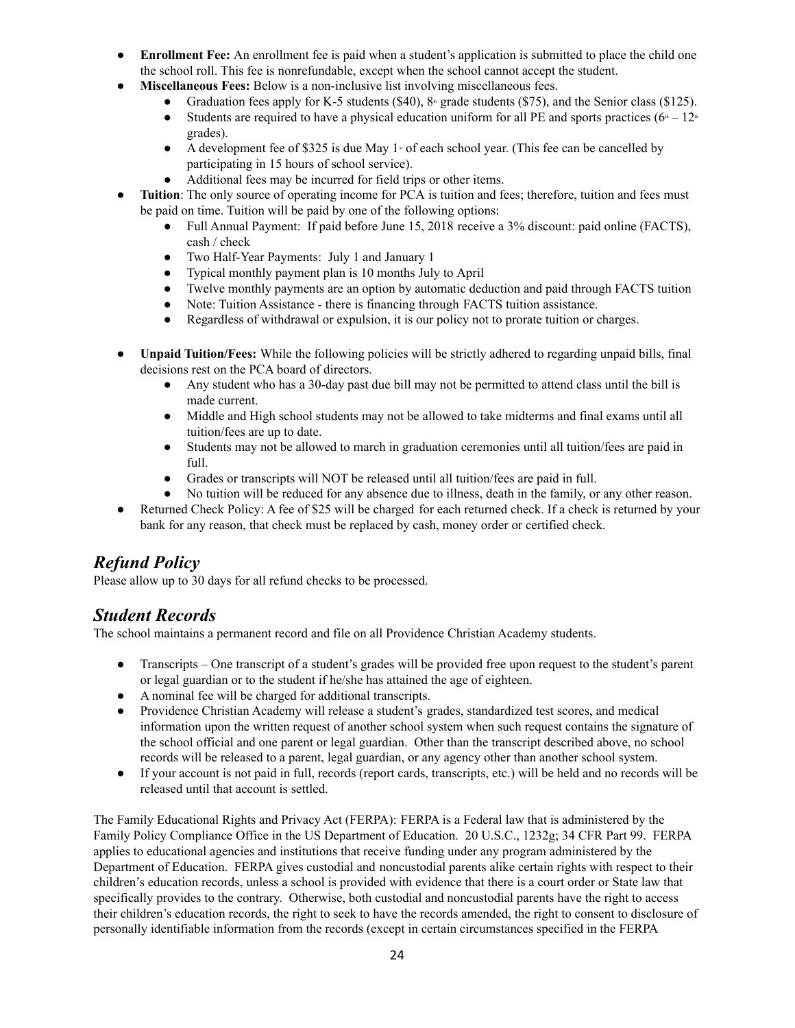- **Enrollment Fee:** An enrollment fee is paid when a student's application is submitted to place the child one the school roll. This fee is nonrefundable, except when the school cannot accept the student.
- **Miscellaneous Fees:** Below is a non-inclusive list involving miscellaneous fees.
    - Graduation fees apply for K-5 students ($40), 8th grade students ($75), and the Senior class ($125).
    - Students are required to have a physical education uniform for all PE and sports practices (6th – 12th grades).
    - A development fee of $325 is due May 1st of each school year. (This fee can be cancelled by participating in 15 hours of school service).
    - Additional fees may be incurred for field trips or other items.
- **Tuition**: The only source of operating income for PCA is tuition and fees; therefore, tuition and fees must be paid on time. Tuition will be paid by one of the following options:
    - Full Annual Payment: If paid before June 15, 2018 receive a 3% discount: paid online (FACTS), cash / check
    - Two Half-Year Payments: July 1 and January 1
    - Typical monthly payment plan is 10 months July to April
    - Twelve monthly payments are an option by automatic deduction and paid through FACTS tuition
    - Note: Tuition Assistance - there is financing through FACTS tuition assistance.
    - Regardless of withdrawal or expulsion, it is our policy not to prorate tuition or charges.

- **Unpaid Tuition/Fees:** While the following policies will be strictly adhered to regarding unpaid bills, final decisions rest on the PCA board of directors.
    - Any student who has a 30-day past due bill may not be permitted to attend class until the bill is made current.
    - Middle and High school students may not be allowed to take midterms and final exams until all tuition/fees are up to date.
    - Students may not be allowed to march in graduation ceremonies until all tuition/fees are paid in full.
    - Grades or transcripts will NOT be released until all tuition/fees are paid in full.
    - No tuition will be reduced for any absence due to illness, death in the family, or any other reason.
- Returned Check Policy: A fee of $25 will be charged for each returned check. If a check is returned by your bank for any reason, that check must be replaced by cash, money order or certified check.

## *Refund Policy*

Please allow up to 30 days for all refund checks to be processed.

## *Student Records*

The school maintains a permanent record and file on all Providence Christian Academy students.

- Transcripts – One transcript of a student's grades will be provided free upon request to the student's parent or legal guardian or to the student if he/she has attained the age of eighteen.
- A nominal fee will be charged for additional transcripts.
- Providence Christian Academy will release a student's grades, standardized test scores, and medical information upon the written request of another school system when such request contains the signature of the school official and one parent or legal guardian. Other than the transcript described above, no school records will be released to a parent, legal guardian, or any agency other than another school system.
- If your account is not paid in full, records (report cards, transcripts, etc.) will be held and no records will be released until that account is settled.

The Family Educational Rights and Privacy Act (FERPA): FERPA is a Federal law that is administered by the Family Policy Compliance Office in the US Department of Education. 20 U.S.C., 1232g; 34 CFR Part 99. FERPA applies to educational agencies and institutions that receive funding under any program administered by the Department of Education. FERPA gives custodial and noncustodial parents alike certain rights with respect to their children's education records, unless a school is provided with evidence that there is a court order or State law that specifically provides to the contrary. Otherwise, both custodial and noncustodial parents have the right to access their children's education records, the right to seek to have the records amended, the right to consent to disclosure of personally identifiable information from the records (except in certain circumstances specified in the FERPA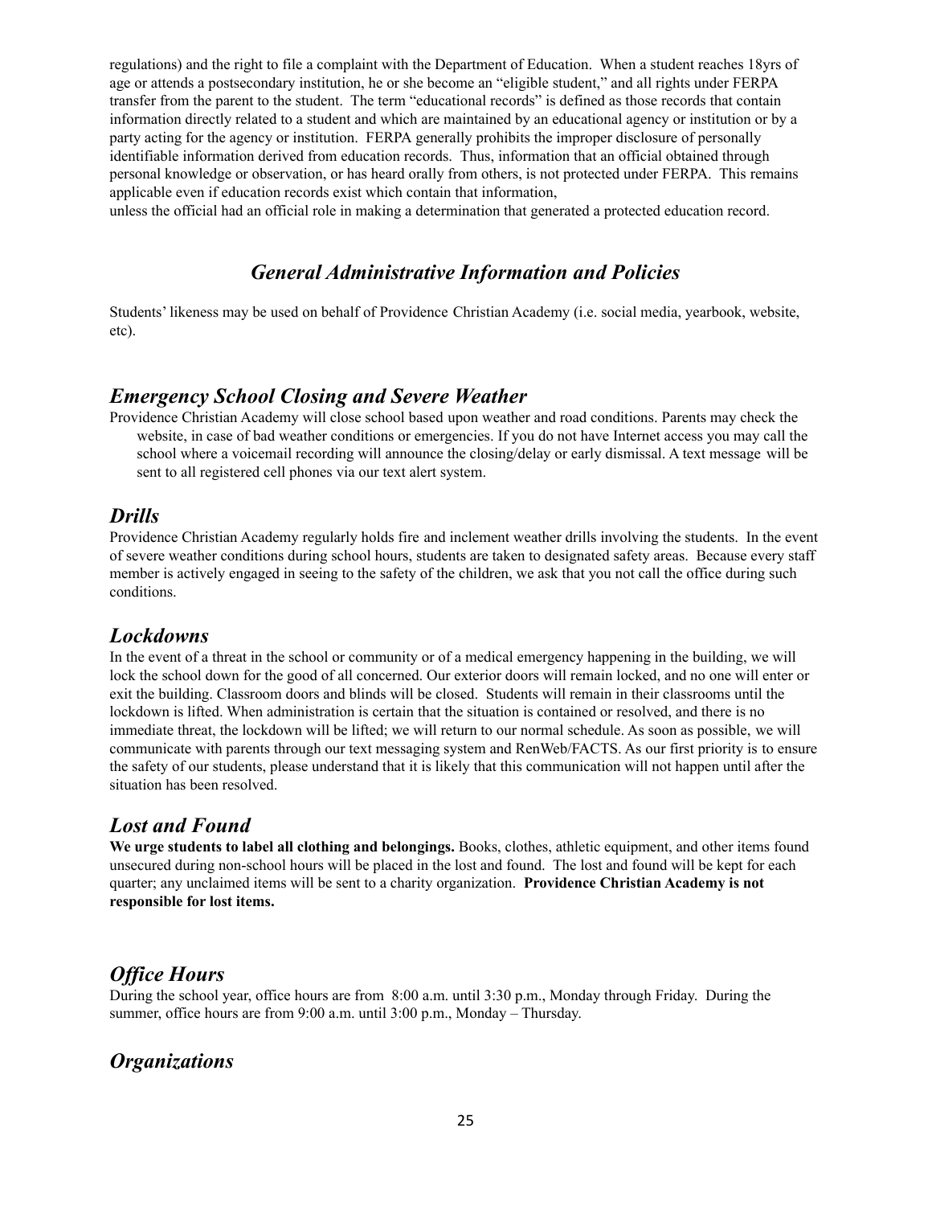regulations) and the right to file a complaint with the Department of Education. When a student reaches 18yrs of age or attends a postsecondary institution, he or she become an "eligible student," and all rights under FERPA transfer from the parent to the student. The term "educational records" is defined as those records that contain information directly related to a student and which are maintained by an educational agency or institution or by a party acting for the agency or institution. FERPA generally prohibits the improper disclosure of personally identifiable information derived from education records. Thus, information that an official obtained through personal knowledge or observation, or has heard orally from others, is not protected under FERPA. This remains applicable even if education records exist which contain that information,
unless the official had an official role in making a determination that generated a protected education record.

## *General Administrative Information and Policies*

Students' likeness may be used on behalf of Providence Christian Academy (i.e. social media, yearbook, website, etc).

## *Emergency School Closing and Severe Weather*

Providence Christian Academy will close school based upon weather and road conditions. Parents may check the website, in case of bad weather conditions or emergencies. If you do not have Internet access you may call the school where a voicemail recording will announce the closing/delay or early dismissal. A text message will be sent to all registered cell phones via our text alert system.

## *Drills*

Providence Christian Academy regularly holds fire and inclement weather drills involving the students. In the event of severe weather conditions during school hours, students are taken to designated safety areas. Because every staff member is actively engaged in seeing to the safety of the children, we ask that you not call the office during such conditions.

## *Lockdowns*

In the event of a threat in the school or community or of a medical emergency happening in the building, we will lock the school down for the good of all concerned. Our exterior doors will remain locked, and no one will enter or exit the building. Classroom doors and blinds will be closed. Students will remain in their classrooms until the lockdown is lifted. When administration is certain that the situation is contained or resolved, and there is no immediate threat, the lockdown will be lifted; we will return to our normal schedule. As soon as possible, we will communicate with parents through our text messaging system and RenWeb/FACTS. As our first priority is to ensure the safety of our students, please understand that it is likely that this communication will not happen until after the situation has been resolved.

## *Lost and Found*

**We urge students to label all clothing and belongings.** Books, clothes, athletic equipment, and other items found unsecured during non-school hours will be placed in the lost and found. The lost and found will be kept for each quarter; any unclaimed items will be sent to a charity organization. **Providence Christian Academy is not responsible for lost items.**

## *Office Hours*

During the school year, office hours are from 8:00 a.m. until 3:30 p.m., Monday through Friday. During the summer, office hours are from 9:00 a.m. until 3:00 p.m., Monday – Thursday.

## *Organizations*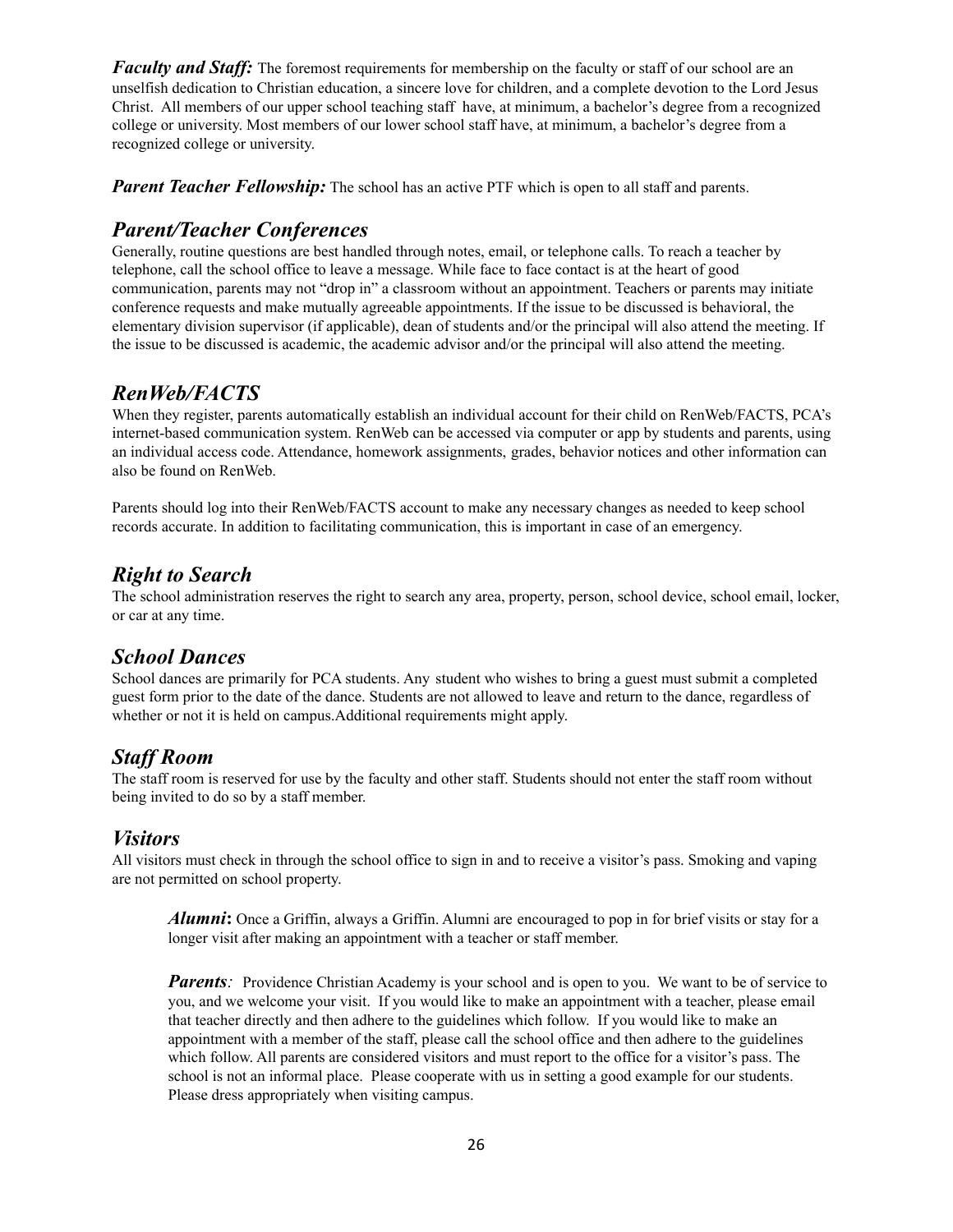***Faculty and Staff:*** The foremost requirements for membership on the faculty or staff of our school are an unselfish dedication to Christian education, a sincere love for children, and a complete devotion to the Lord Jesus Christ. All members of our upper school teaching staff have, at minimum, a bachelor's degree from a recognized college or university. Most members of our lower school staff have, at minimum, a bachelor's degree from a recognized college or university.

***Parent Teacher Fellowship:*** The school has an active PTF which is open to all staff and parents.

## *Parent/Teacher Conferences*

Generally, routine questions are best handled through notes, email, or telephone calls. To reach a teacher by telephone, call the school office to leave a message. While face to face contact is at the heart of good communication, parents may not "drop in" a classroom without an appointment. Teachers or parents may initiate conference requests and make mutually agreeable appointments. If the issue to be discussed is behavioral, the elementary division supervisor (if applicable), dean of students and/or the principal will also attend the meeting. If the issue to be discussed is academic, the academic advisor and/or the principal will also attend the meeting.

## *RenWeb/FACTS*

When they register, parents automatically establish an individual account for their child on RenWeb/FACTS, PCA's internet-based communication system. RenWeb can be accessed via computer or app by students and parents, using an individual access code. Attendance, homework assignments, grades, behavior notices and other information can also be found on RenWeb.

Parents should log into their RenWeb/FACTS account to make any necessary changes as needed to keep school records accurate. In addition to facilitating communication, this is important in case of an emergency.

## *Right to Search*

The school administration reserves the right to search any area, property, person, school device, school email, locker, or car at any time.

## *School Dances*

School dances are primarily for PCA students. Any student who wishes to bring a guest must submit a completed guest form prior to the date of the dance. Students are not allowed to leave and return to the dance, regardless of whether or not it is held on campus.Additional requirements might apply.

## *Staff Room*

The staff room is reserved for use by the faculty and other staff. Students should not enter the staff room without being invited to do so by a staff member.

## *Visitors*

All visitors must check in through the school office to sign in and to receive a visitor's pass. Smoking and vaping are not permitted on school property.

> ***Alumni*:** Once a Griffin, always a Griffin. Alumni are encouraged to pop in for brief visits or stay for a longer visit after making an appointment with a teacher or staff member.
>
> ***Parents**:* Providence Christian Academy is your school and is open to you. We want to be of service to you, and we welcome your visit. If you would like to make an appointment with a teacher, please email that teacher directly and then adhere to the guidelines which follow. If you would like to make an appointment with a member of the staff, please call the school office and then adhere to the guidelines which follow. All parents are considered visitors and must report to the office for a visitor's pass. The school is not an informal place. Please cooperate with us in setting a good example for our students. Please dress appropriately when visiting campus.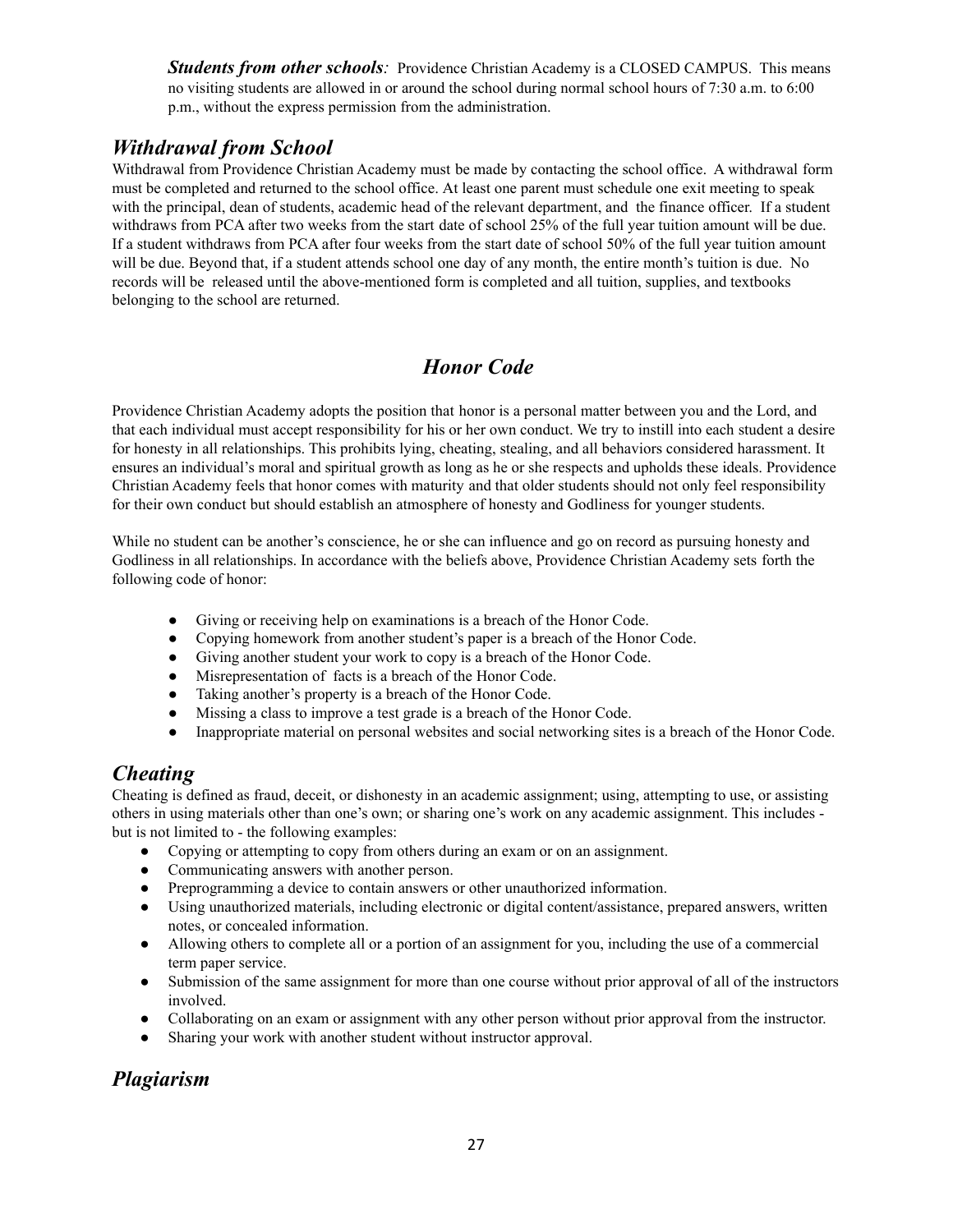***Students from other schools**:* Providence Christian Academy is a CLOSED CAMPUS. This means no visiting students are allowed in or around the school during normal school hours of 7:30 a.m. to 6:00 p.m., without the express permission from the administration.

## *Withdrawal from School*

Withdrawal from Providence Christian Academy must be made by contacting the school office. A withdrawal form must be completed and returned to the school office. At least one parent must schedule one exit meeting to speak with the principal, dean of students, academic head of the relevant department, and the finance officer. If a student withdraws from PCA after two weeks from the start date of school 25% of the full year tuition amount will be due. If a student withdraws from PCA after four weeks from the start date of school 50% of the full year tuition amount will be due. Beyond that, if a student attends school one day of any month, the entire month's tuition is due. No records will be released until the above-mentioned form is completed and all tuition, supplies, and textbooks belonging to the school are returned.

# *Honor Code*

Providence Christian Academy adopts the position that honor is a personal matter between you and the Lord, and that each individual must accept responsibility for his or her own conduct. We try to instill into each student a desire for honesty in all relationships. This prohibits lying, cheating, stealing, and all behaviors considered harassment. It ensures an individual's moral and spiritual growth as long as he or she respects and upholds these ideals. Providence Christian Academy feels that honor comes with maturity and that older students should not only feel responsibility for their own conduct but should establish an atmosphere of honesty and Godliness for younger students.

While no student can be another's conscience, he or she can influence and go on record as pursuing honesty and Godliness in all relationships. In accordance with the beliefs above, Providence Christian Academy sets forth the following code of honor:

- Giving or receiving help on examinations is a breach of the Honor Code.
- Copying homework from another student's paper is a breach of the Honor Code.
- Giving another student your work to copy is a breach of the Honor Code.
- Misrepresentation of facts is a breach of the Honor Code.
- Taking another's property is a breach of the Honor Code.
- Missing a class to improve a test grade is a breach of the Honor Code.
- Inappropriate material on personal websites and social networking sites is a breach of the Honor Code.

## *Cheating*

Cheating is defined as fraud, deceit, or dishonesty in an academic assignment; using, attempting to use, or assisting others in using materials other than one's own; or sharing one's work on any academic assignment. This includes - but is not limited to - the following examples:

- Copying or attempting to copy from others during an exam or on an assignment.
- Communicating answers with another person.
- Preprogramming a device to contain answers or other unauthorized information.
- Using unauthorized materials, including electronic or digital content/assistance, prepared answers, written notes, or concealed information.
- Allowing others to complete all or a portion of an assignment for you, including the use of a commercial term paper service.
- Submission of the same assignment for more than one course without prior approval of all of the instructors involved.
- Collaborating on an exam or assignment with any other person without prior approval from the instructor.
- Sharing your work with another student without instructor approval.

## *Plagiarism*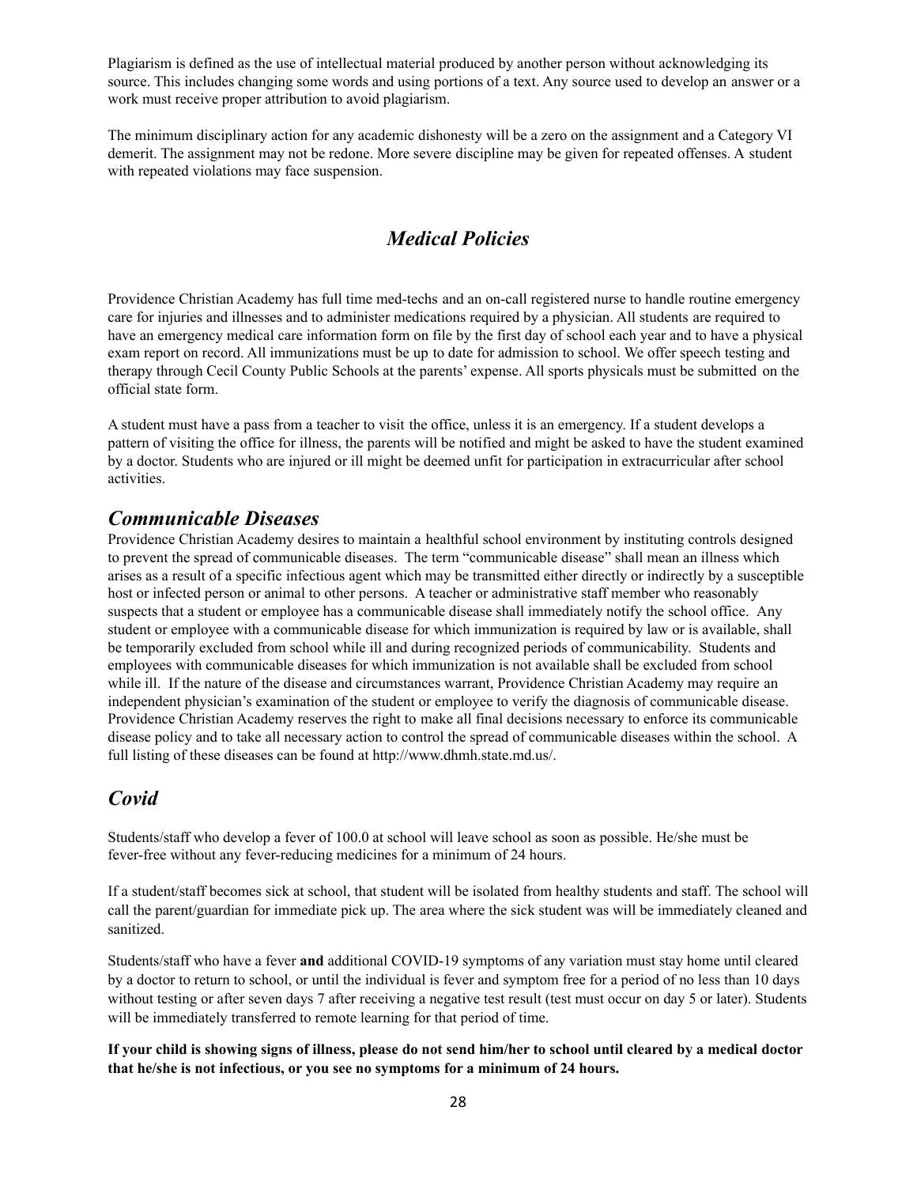Plagiarism is defined as the use of intellectual material produced by another person without acknowledging its source. This includes changing some words and using portions of a text. Any source used to develop an answer or a work must receive proper attribution to avoid plagiarism.

The minimum disciplinary action for any academic dishonesty will be a zero on the assignment and a Category VI demerit. The assignment may not be redone. More severe discipline may be given for repeated offenses. A student with repeated violations may face suspension.

## *Medical Policies*

Providence Christian Academy has full time med-techs and an on-call registered nurse to handle routine emergency care for injuries and illnesses and to administer medications required by a physician. All students are required to have an emergency medical care information form on file by the first day of school each year and to have a physical exam report on record. All immunizations must be up to date for admission to school. We offer speech testing and therapy through Cecil County Public Schools at the parents' expense. All sports physicals must be submitted on the official state form.

A student must have a pass from a teacher to visit the office, unless it is an emergency. If a student develops a pattern of visiting the office for illness, the parents will be notified and might be asked to have the student examined by a doctor. Students who are injured or ill might be deemed unfit for participation in extracurricular after school activities.

### *Communicable Diseases*

Providence Christian Academy desires to maintain a healthful school environment by instituting controls designed to prevent the spread of communicable diseases. The term "communicable disease" shall mean an illness which arises as a result of a specific infectious agent which may be transmitted either directly or indirectly by a susceptible host or infected person or animal to other persons. A teacher or administrative staff member who reasonably suspects that a student or employee has a communicable disease shall immediately notify the school office. Any student or employee with a communicable disease for which immunization is required by law or is available, shall be temporarily excluded from school while ill and during recognized periods of communicability. Students and employees with communicable diseases for which immunization is not available shall be excluded from school while ill. If the nature of the disease and circumstances warrant, Providence Christian Academy may require an independent physician's examination of the student or employee to verify the diagnosis of communicable disease. Providence Christian Academy reserves the right to make all final decisions necessary to enforce its communicable disease policy and to take all necessary action to control the spread of communicable diseases within the school. A full listing of these diseases can be found at http://www.dhmh.state.md.us/.

### *Covid*

Students/staff who develop a fever of 100.0 at school will leave school as soon as possible. He/she must be fever-free without any fever-reducing medicines for a minimum of 24 hours.

If a student/staff becomes sick at school, that student will be isolated from healthy students and staff. The school will call the parent/guardian for immediate pick up. The area where the sick student was will be immediately cleaned and sanitized.

Students/staff who have a fever **and** additional COVID-19 symptoms of any variation must stay home until cleared by a doctor to return to school, or until the individual is fever and symptom free for a period of no less than 10 days without testing or after seven days 7 after receiving a negative test result (test must occur on day 5 or later). Students will be immediately transferred to remote learning for that period of time.

**If your child is showing signs of illness, please do not send him/her to school until cleared by a medical doctor that he/she is not infectious, or you see no symptoms for a minimum of 24 hours.**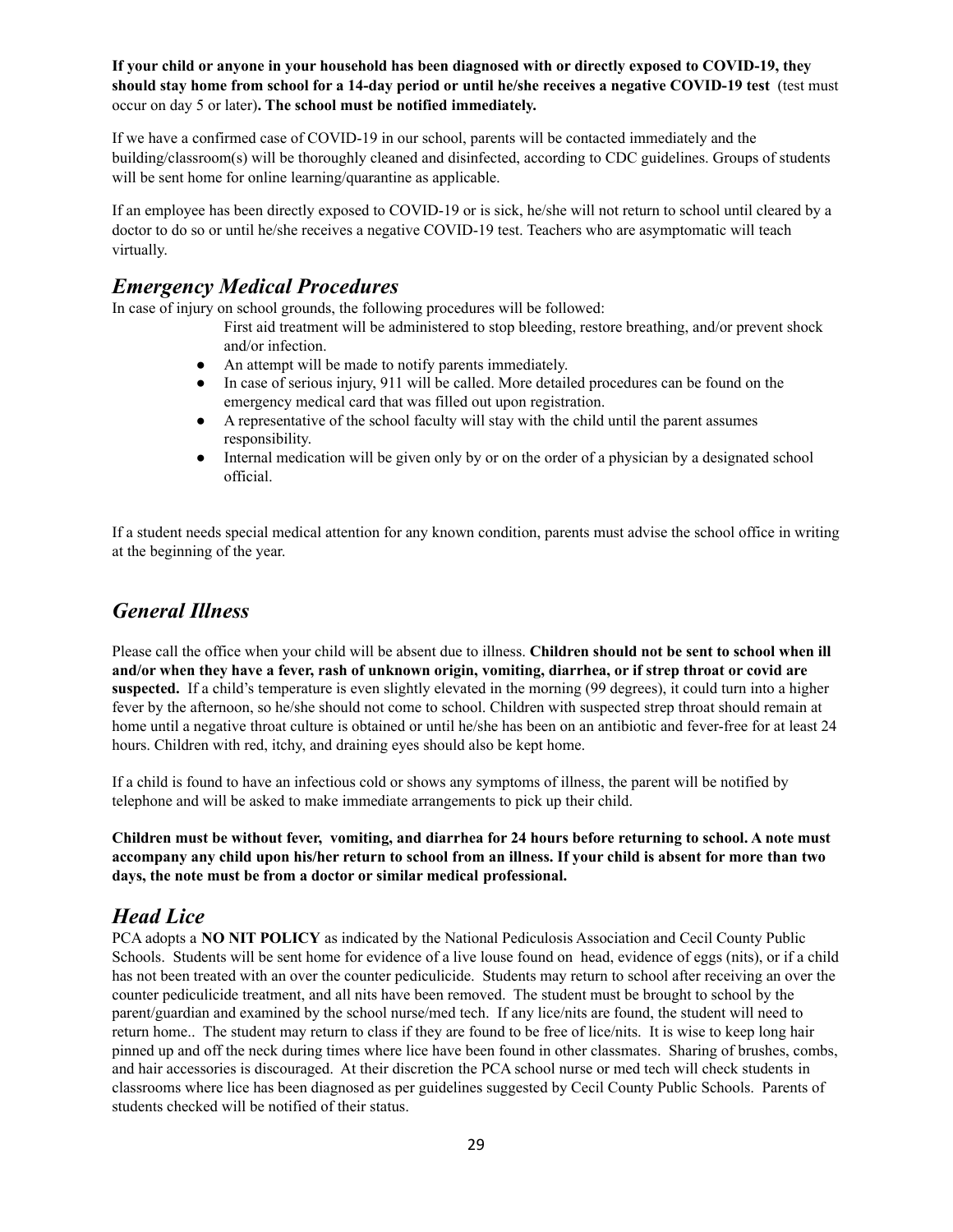**If your child or anyone in your household has been diagnosed with or directly exposed to COVID-19, they should stay home from school for a 14-day period or until he/she receives a negative COVID-19 test** (test must occur on day 5 or later)**. The school must be notified immediately.**

If we have a confirmed case of COVID-19 in our school, parents will be contacted immediately and the building/classroom(s) will be thoroughly cleaned and disinfected, according to CDC guidelines. Groups of students will be sent home for online learning/quarantine as applicable.

If an employee has been directly exposed to COVID-19 or is sick, he/she will not return to school until cleared by a doctor to do so or until he/she receives a negative COVID-19 test. Teachers who are asymptomatic will teach virtually.

## *Emergency Medical Procedures*

In case of injury on school grounds, the following procedures will be followed:

First aid treatment will be administered to stop bleeding, restore breathing, and/or prevent shock and/or infection.

- An attempt will be made to notify parents immediately.
- In case of serious injury, 911 will be called. More detailed procedures can be found on the emergency medical card that was filled out upon registration.
- A representative of the school faculty will stay with the child until the parent assumes responsibility.
- Internal medication will be given only by or on the order of a physician by a designated school official.

If a student needs special medical attention for any known condition, parents must advise the school office in writing at the beginning of the year.

## *General Illness*

Please call the office when your child will be absent due to illness. **Children should not be sent to school when ill and/or when they have a fever, rash of unknown origin, vomiting, diarrhea, or if strep throat or covid are suspected.** If a child's temperature is even slightly elevated in the morning (99 degrees), it could turn into a higher fever by the afternoon, so he/she should not come to school. Children with suspected strep throat should remain at home until a negative throat culture is obtained or until he/she has been on an antibiotic and fever-free for at least 24 hours. Children with red, itchy, and draining eyes should also be kept home.

If a child is found to have an infectious cold or shows any symptoms of illness, the parent will be notified by telephone and will be asked to make immediate arrangements to pick up their child.

**Children must be without fever, vomiting, and diarrhea for 24 hours before returning to school. A note must accompany any child upon his/her return to school from an illness. If your child is absent for more than two days, the note must be from a doctor or similar medical professional.**

## *Head Lice*

PCA adopts a **NO NIT POLICY** as indicated by the National Pediculosis Association and Cecil County Public Schools. Students will be sent home for evidence of a live louse found on head, evidence of eggs (nits), or if a child has not been treated with an over the counter pediculicide. Students may return to school after receiving an over the counter pediculicide treatment, and all nits have been removed. The student must be brought to school by the parent/guardian and examined by the school nurse/med tech. If any lice/nits are found, the student will need to return home.. The student may return to class if they are found to be free of lice/nits. It is wise to keep long hair pinned up and off the neck during times where lice have been found in other classmates. Sharing of brushes, combs, and hair accessories is discouraged. At their discretion the PCA school nurse or med tech will check students in classrooms where lice has been diagnosed as per guidelines suggested by Cecil County Public Schools. Parents of students checked will be notified of their status.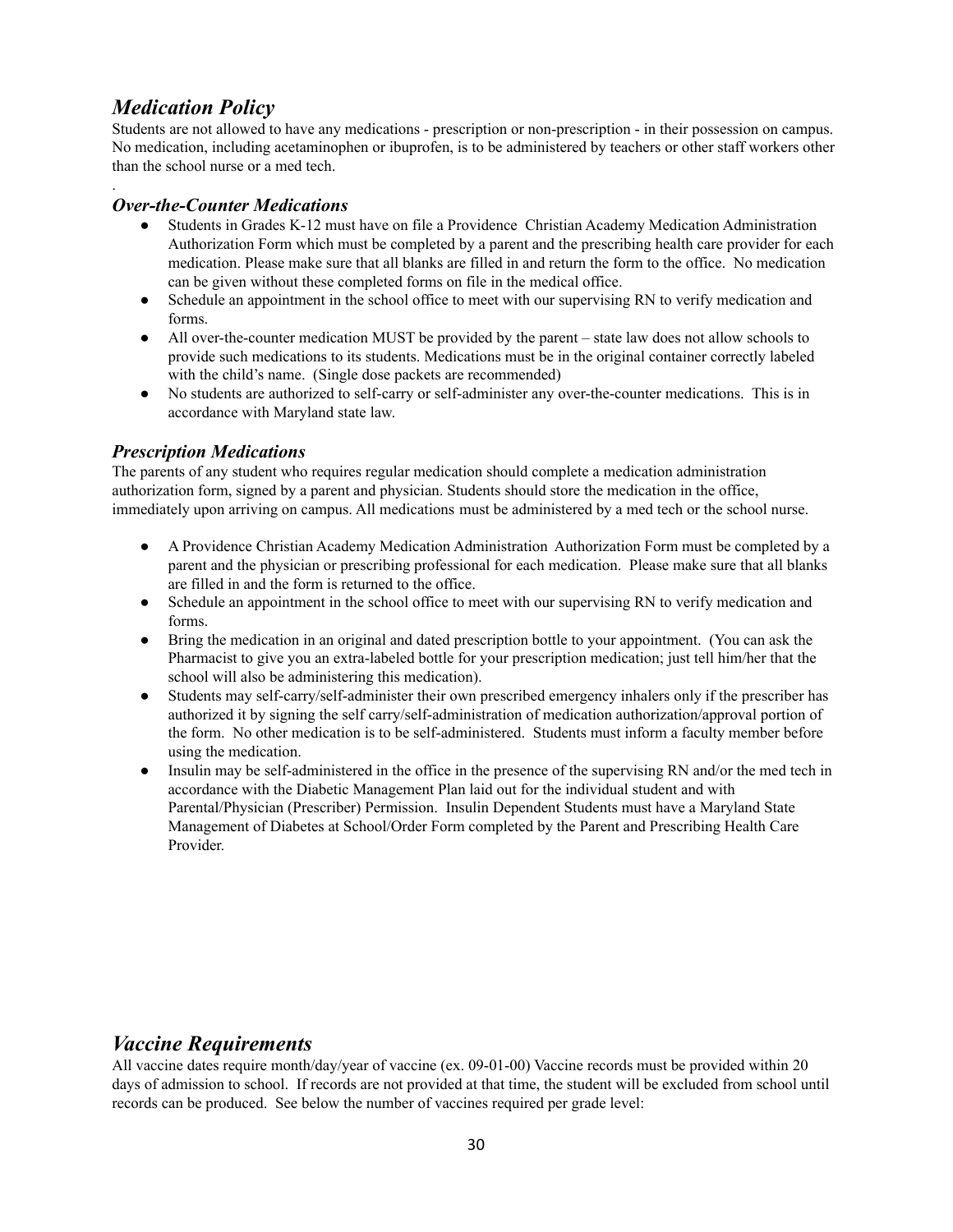## *Medication Policy*

Students are not allowed to have any medications - prescription or non-prescription - in their possession on campus. No medication, including acetaminophen or ibuprofen, is to be administered by teachers or other staff workers other than the school nurse or a med tech.

.

### *Over-the-Counter Medications*

- Students in Grades K-12 must have on file a Providence Christian Academy Medication Administration Authorization Form which must be completed by a parent and the prescribing health care provider for each medication. Please make sure that all blanks are filled in and return the form to the office. No medication can be given without these completed forms on file in the medical office.
- Schedule an appointment in the school office to meet with our supervising RN to verify medication and forms.
- All over-the-counter medication MUST be provided by the parent – state law does not allow schools to provide such medications to its students. Medications must be in the original container correctly labeled with the child's name. (Single dose packets are recommended)
- No students are authorized to self-carry or self-administer any over-the-counter medications. This is in accordance with Maryland state law.

### *Prescription Medications*

The parents of any student who requires regular medication should complete a medication administration authorization form, signed by a parent and physician. Students should store the medication in the office, immediately upon arriving on campus. All medications must be administered by a med tech or the school nurse.

- A Providence Christian Academy Medication Administration Authorization Form must be completed by a parent and the physician or prescribing professional for each medication. Please make sure that all blanks are filled in and the form is returned to the office.
- Schedule an appointment in the school office to meet with our supervising RN to verify medication and forms.
- Bring the medication in an original and dated prescription bottle to your appointment. (You can ask the Pharmacist to give you an extra-labeled bottle for your prescription medication; just tell him/her that the school will also be administering this medication).
- Students may self-carry/self-administer their own prescribed emergency inhalers only if the prescriber has authorized it by signing the self carry/self-administration of medication authorization/approval portion of the form. No other medication is to be self-administered. Students must inform a faculty member before using the medication.
- Insulin may be self-administered in the office in the presence of the supervising RN and/or the med tech in accordance with the Diabetic Management Plan laid out for the individual student and with Parental/Physician (Prescriber) Permission. Insulin Dependent Students must have a Maryland State Management of Diabetes at School/Order Form completed by the Parent and Prescribing Health Care Provider.

## *Vaccine Requirements*

All vaccine dates require month/day/year of vaccine (ex. 09-01-00) Vaccine records must be provided within 20 days of admission to school. If records are not provided at that time, the student will be excluded from school until records can be produced. See below the number of vaccines required per grade level: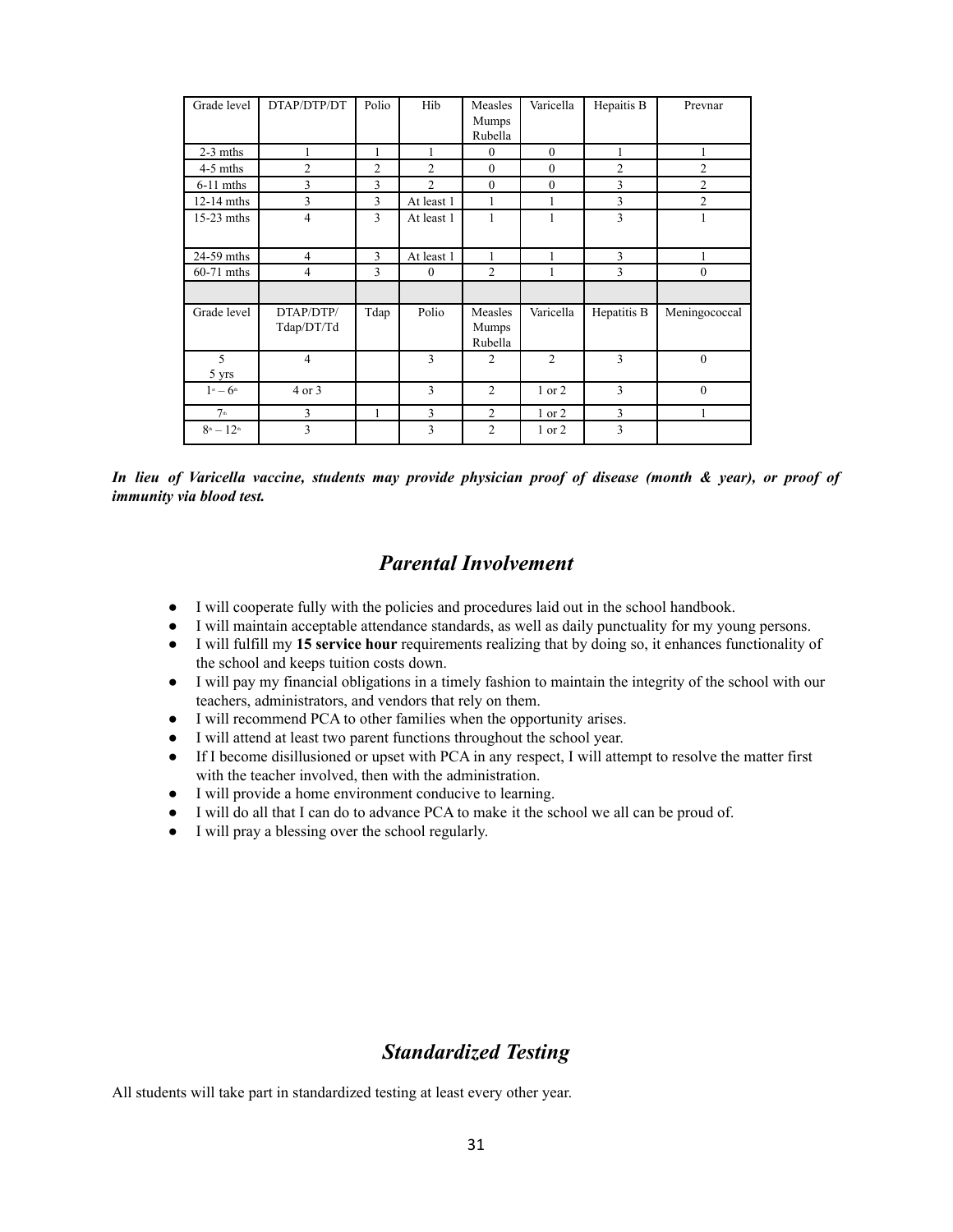| Grade level | DTAP/DTP/DT | Polio | Hib | Measles Mumps Rubella | Varicella | Hepaitis B | Prevnar |
|---|---|---|---|---|---|---|---|
| 2-3 mths | 1 | 1 | 1 | 0 | 0 | 1 | 1 |
| 4-5 mths | 2 | 2 | 2 | 0 | 0 | 2 | 2 |
| 6-11 mths | 3 | 3 | 2 | 0 | 0 | 3 | 2 |
| 12-14 mths | 3 | 3 | At least 1 | 1 | 1 | 3 | 2 |
| 15-23 mths | 4 | 3 | At least 1 | 1 | 1 | 3 | 1 |
| 24-59 mths | 4 | 3 | At least 1 | 1 | 1 | 3 | 1 |
| 60-71 mths | 4 | 3 | 0 | 2 | 1 | 3 | 0 |
| | | | | | | | |
| Grade level | DTAP/DTP/ Tdap/DT/Td | Tdap | Polio | Measles Mumps Rubella | Varicella | Hepatitis B | Meningococcal |
| 5 5 yrs | 4 | | 3 | 2 | 2 | 3 | 0 |
| 1st – 6th | 4 or 3 | | 3 | 2 | 1 or 2 | 3 | 0 |
| 7th | 3 | 1 | 3 | 2 | 1 or 2 | 3 | 1 |
| 8th – 12th | 3 | | 3 | 2 | 1 or 2 | 3 | |

***In lieu of Varicella vaccine, students may provide physician proof of disease (month & year), or proof of immunity via blood test.***

## *Parental Involvement*

- I will cooperate fully with the policies and procedures laid out in the school handbook.
- I will maintain acceptable attendance standards, as well as daily punctuality for my young persons.
- I will fulfill my **15 service hour** requirements realizing that by doing so, it enhances functionality of the school and keeps tuition costs down.
- I will pay my financial obligations in a timely fashion to maintain the integrity of the school with our teachers, administrators, and vendors that rely on them.
- I will recommend PCA to other families when the opportunity arises.
- I will attend at least two parent functions throughout the school year.
- If I become disillusioned or upset with PCA in any respect, I will attempt to resolve the matter first with the teacher involved, then with the administration.
- I will provide a home environment conducive to learning.
- I will do all that I can do to advance PCA to make it the school we all can be proud of.
- I will pray a blessing over the school regularly.

## *Standardized Testing*

All students will take part in standardized testing at least every other year.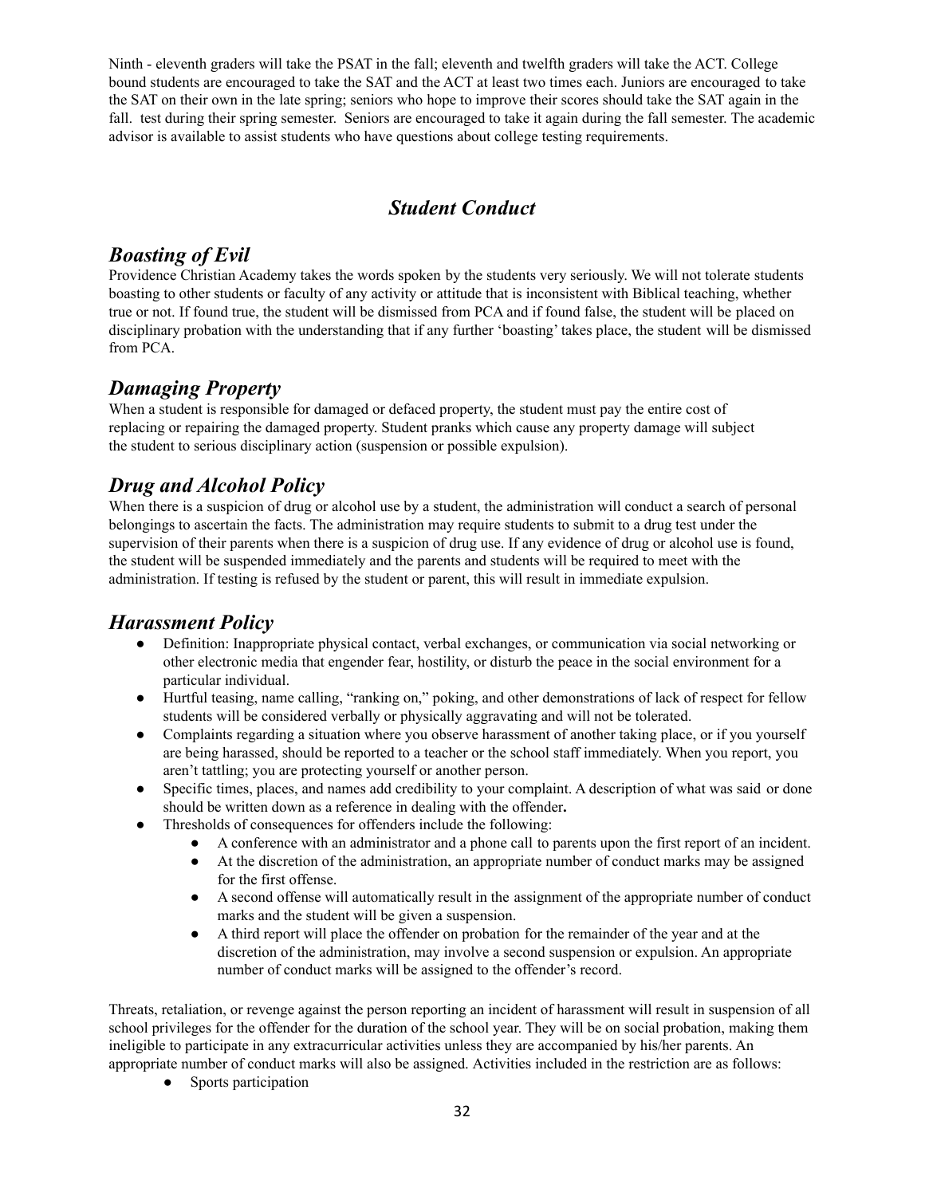Ninth - eleventh graders will take the PSAT in the fall; eleventh and twelfth graders will take the ACT. College bound students are encouraged to take the SAT and the ACT at least two times each. Juniors are encouraged to take the SAT on their own in the late spring; seniors who hope to improve their scores should take the SAT again in the fall. test during their spring semester. Seniors are encouraged to take it again during the fall semester. The academic advisor is available to assist students who have questions about college testing requirements.

## *Student Conduct*

### *Boasting of Evil*

Providence Christian Academy takes the words spoken by the students very seriously. We will not tolerate students boasting to other students or faculty of any activity or attitude that is inconsistent with Biblical teaching, whether true or not. If found true, the student will be dismissed from PCA and if found false, the student will be placed on disciplinary probation with the understanding that if any further 'boasting' takes place, the student will be dismissed from PCA.

### *Damaging Property*

When a student is responsible for damaged or defaced property, the student must pay the entire cost of replacing or repairing the damaged property. Student pranks which cause any property damage will subject the student to serious disciplinary action (suspension or possible expulsion).

### *Drug and Alcohol Policy*

When there is a suspicion of drug or alcohol use by a student, the administration will conduct a search of personal belongings to ascertain the facts. The administration may require students to submit to a drug test under the supervision of their parents when there is a suspicion of drug use. If any evidence of drug or alcohol use is found, the student will be suspended immediately and the parents and students will be required to meet with the administration. If testing is refused by the student or parent, this will result in immediate expulsion.

### *Harassment Policy*

- Definition: Inappropriate physical contact, verbal exchanges, or communication via social networking or other electronic media that engender fear, hostility, or disturb the peace in the social environment for a particular individual.
- Hurtful teasing, name calling, "ranking on," poking, and other demonstrations of lack of respect for fellow students will be considered verbally or physically aggravating and will not be tolerated.
- Complaints regarding a situation where you observe harassment of another taking place, or if you yourself are being harassed, should be reported to a teacher or the school staff immediately. When you report, you aren't tattling; you are protecting yourself or another person.
- Specific times, places, and names add credibility to your complaint. A description of what was said or done should be written down as a reference in dealing with the offender**.**
- Thresholds of consequences for offenders include the following:
  - A conference with an administrator and a phone call to parents upon the first report of an incident.
  - At the discretion of the administration, an appropriate number of conduct marks may be assigned for the first offense.
  - A second offense will automatically result in the assignment of the appropriate number of conduct marks and the student will be given a suspension.
  - A third report will place the offender on probation for the remainder of the year and at the discretion of the administration, may involve a second suspension or expulsion. An appropriate number of conduct marks will be assigned to the offender's record.

Threats, retaliation, or revenge against the person reporting an incident of harassment will result in suspension of all school privileges for the offender for the duration of the school year. They will be on social probation, making them ineligible to participate in any extracurricular activities unless they are accompanied by his/her parents. An appropriate number of conduct marks will also be assigned. Activities included in the restriction are as follows:

- Sports participation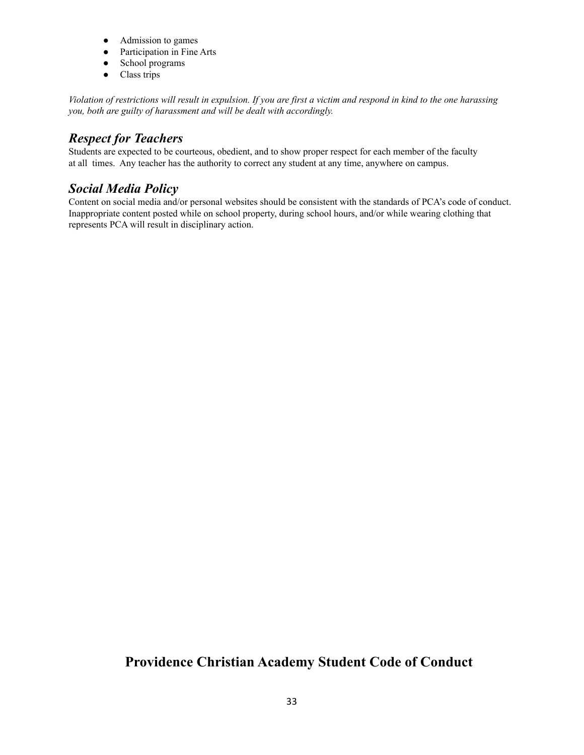- Admission to games
- Participation in Fine Arts
- School programs
- Class trips

*Violation of restrictions will result in expulsion. If you are first a victim and respond in kind to the one harassing you, both are guilty of harassment and will be dealt with accordingly.*

## *Respect for Teachers*

Students are expected to be courteous, obedient, and to show proper respect for each member of the faculty at all times. Any teacher has the authority to correct any student at any time, anywhere on campus.

## *Social Media Policy*

Content on social media and/or personal websites should be consistent with the standards of PCA's code of conduct. Inappropriate content posted while on school property, during school hours, and/or while wearing clothing that represents PCA will result in disciplinary action.

# Providence Christian Academy Student Code of Conduct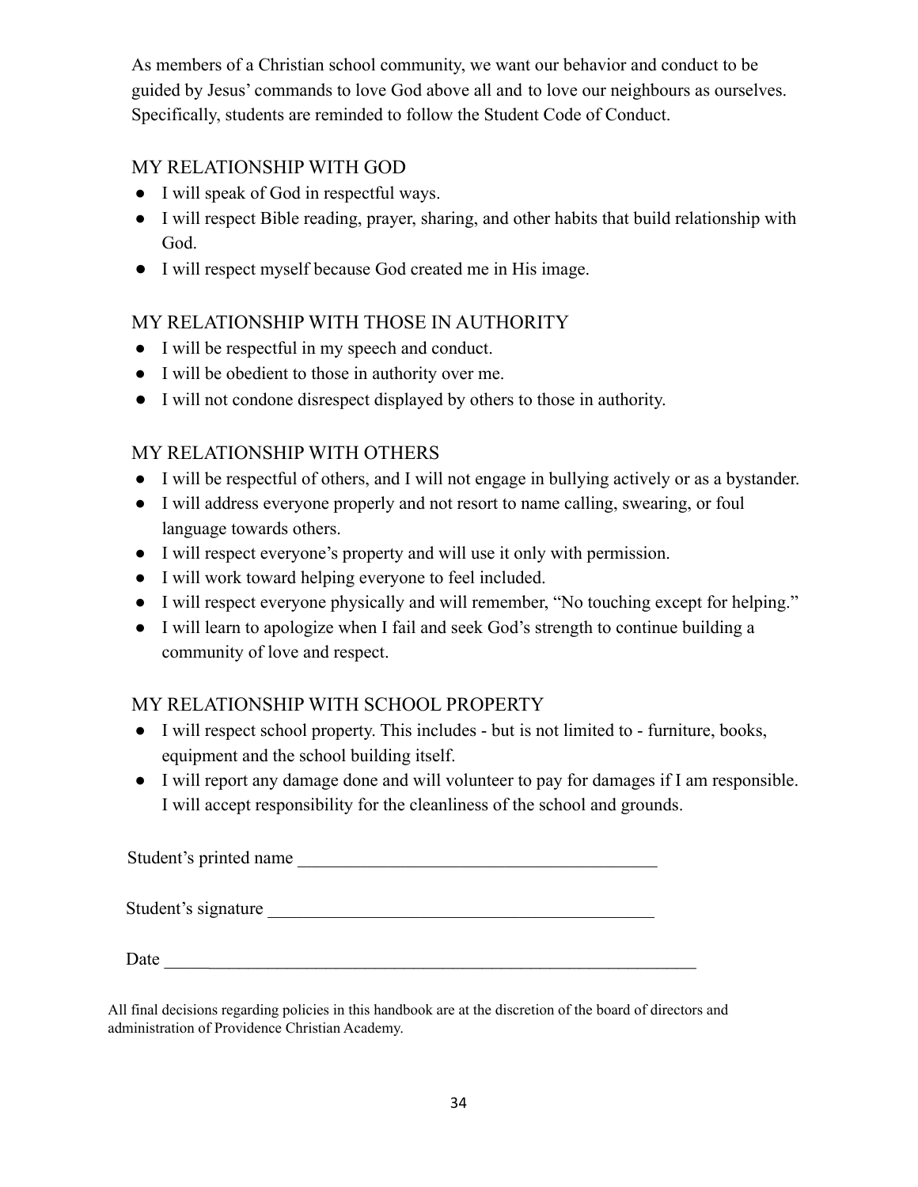As members of a Christian school community, we want our behavior and conduct to be guided by Jesus' commands to love God above all and to love our neighbours as ourselves. Specifically, students are reminded to follow the Student Code of Conduct.

## MY RELATIONSHIP WITH GOD

- I will speak of God in respectful ways.
- I will respect Bible reading, prayer, sharing, and other habits that build relationship with God.
- I will respect myself because God created me in His image.

## MY RELATIONSHIP WITH THOSE IN AUTHORITY

- I will be respectful in my speech and conduct.
- I will be obedient to those in authority over me.
- I will not condone disrespect displayed by others to those in authority.

## MY RELATIONSHIP WITH OTHERS

- I will be respectful of others, and I will not engage in bullying actively or as a bystander.
- I will address everyone properly and not resort to name calling, swearing, or foul language towards others.
- I will respect everyone's property and will use it only with permission.
- I will work toward helping everyone to feel included.
- I will respect everyone physically and will remember, "No touching except for helping."
- I will learn to apologize when I fail and seek God's strength to continue building a community of love and respect.

## MY RELATIONSHIP WITH SCHOOL PROPERTY

- I will respect school property. This includes - but is not limited to - furniture, books, equipment and the school building itself.
- I will report any damage done and will volunteer to pay for damages if I am responsible. I will accept responsibility for the cleanliness of the school and grounds.

Student's printed name ________________________________________

Student's signature ___________________________________________

Date ___________________________________________________________

All final decisions regarding policies in this handbook are at the discretion of the board of directors and administration of Providence Christian Academy.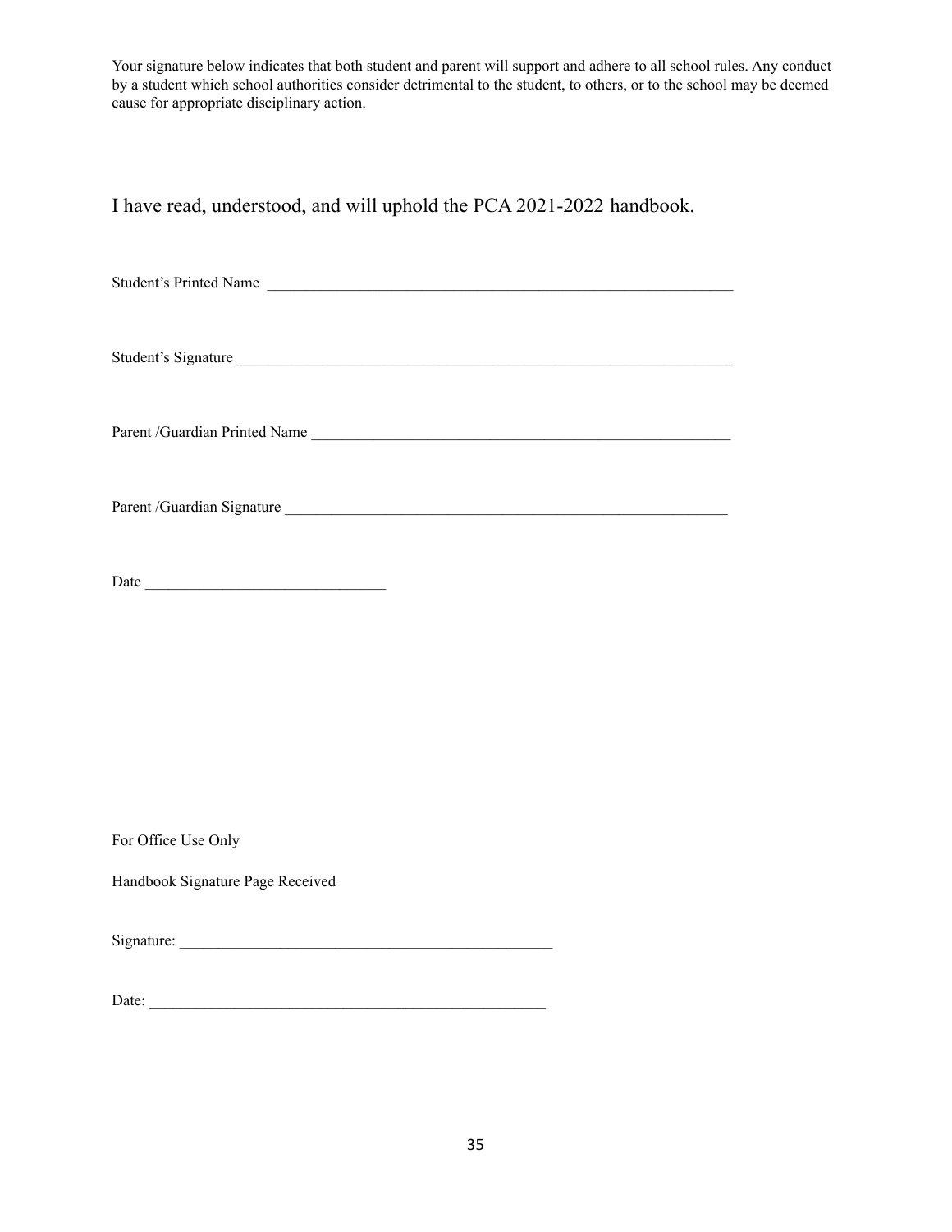Your signature below indicates that both student and parent will support and adhere to all school rules. Any conduct by a student which school authorities consider detrimental to the student, to others, or to the school may be deemed cause for appropriate disciplinary action.

## I have read, understood, and will uphold the PCA 2021-2022 handbook.

Student's Printed Name ______________________________________________________________

Student's Signature _________________________________________________________________

Parent /Guardian Printed Name ______________________________________________________

Parent /Guardian Signature _________________________________________________________

Date ______________________________

For Office Use Only

Handbook Signature Page Received

Signature: _________________________________________________

Date: _____________________________________________________